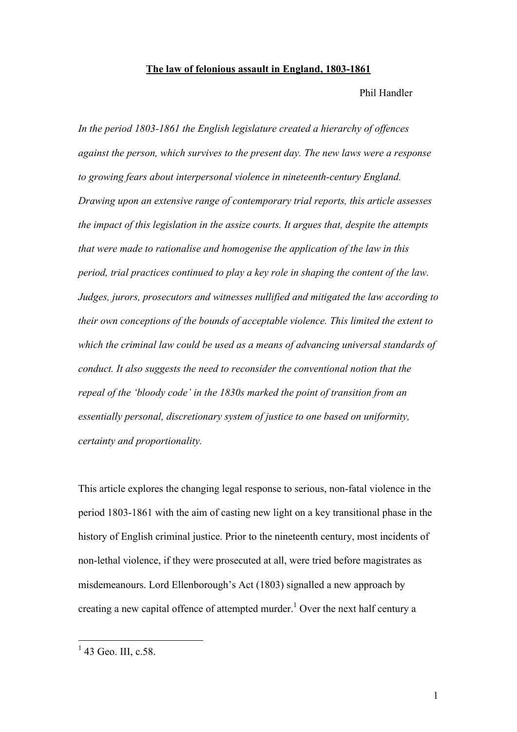# The law of felonious assault in England, 1803-1861

Phil Handler

*In the period 1803-1861 the English legislature created a hierarchy of offences against the person, which survives to the present day. The new laws were a response to growing fears about interpersonal violence in nineteenth-century England. Drawing upon an extensive range of contemporary trial reports, this article assesses the impact of this legislation in the assize courts. It argues that, despite the attempts that were made to rationalise and homogenise the application of the law in this period, trial practices continued to play a key role in shaping the content of the law. Judges, jurors, prosecutors and witnesses nullified and mitigated the law according to their own conceptions of the bounds of acceptable violence. This limited the extent to which the criminal law could be used as a means of advancing universal standards of conduct. It also suggests the need to reconsider the conventional notion that the repeal of the 'bloody code' in the 1830s marked the point of transition from an essentially personal, discretionary system of justice to one based on uniformity, certainty and proportionality.*

This article explores the changing legal response to serious, non-fatal violence in the period 1803-1861 with the aim of casting new light on a key transitional phase in the history of English criminal justice. Prior to the nineteenth century, most incidents of non-lethal violence, if they were prosecuted at all, were tried before magistrates as misdemeanours. Lord Ellenborough's Act (1803) signalled a new approach by creating a new capital offence of attempted murder.[1] Over the next half century a

[1] 43 Geo. III, c.58.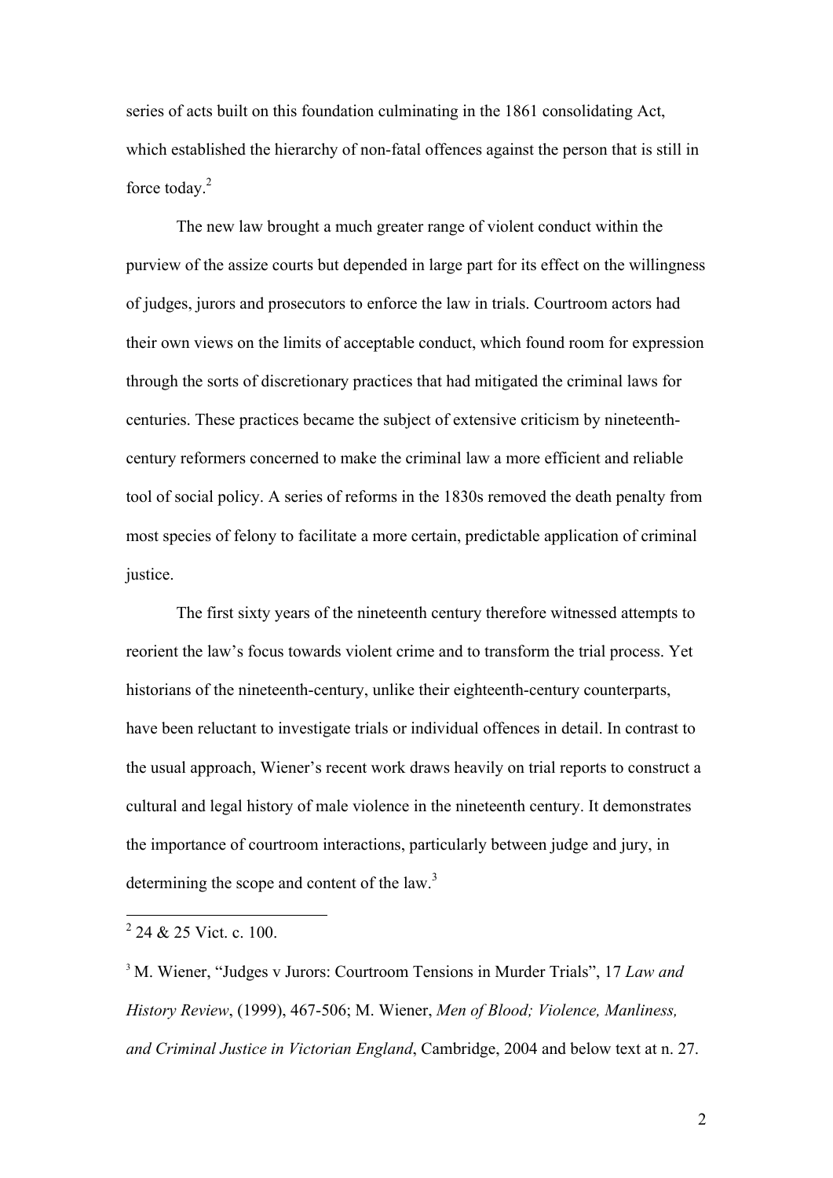series of acts built on this foundation culminating in the 1861 consolidating Act, which established the hierarchy of non-fatal offences against the person that is still in force today.[2]

The new law brought a much greater range of violent conduct within the purview of the assize courts but depended in large part for its effect on the willingness of judges, jurors and prosecutors to enforce the law in trials. Courtroom actors had their own views on the limits of acceptable conduct, which found room for expression through the sorts of discretionary practices that had mitigated the criminal laws for centuries. These practices became the subject of extensive criticism by nineteenth-century reformers concerned to make the criminal law a more efficient and reliable tool of social policy. A series of reforms in the 1830s removed the death penalty from most species of felony to facilitate a more certain, predictable application of criminal justice.

The first sixty years of the nineteenth century therefore witnessed attempts to reorient the law's focus towards violent crime and to transform the trial process. Yet historians of the nineteenth-century, unlike their eighteenth-century counterparts, have been reluctant to investigate trials or individual offences in detail. In contrast to the usual approach, Wiener's recent work draws heavily on trial reports to construct a cultural and legal history of male violence in the nineteenth century. It demonstrates the importance of courtroom interactions, particularly between judge and jury, in determining the scope and content of the law.[3]

---

[2] 24 & 25 Vict. c. 100.

[3] M. Wiener, "Judges v Jurors: Courtroom Tensions in Murder Trials", 17 *Law and History Review*, (1999), 467-506; M. Wiener, *Men of Blood; Violence, Manliness, and Criminal Justice in Victorian England*, Cambridge, 2004 and below text at n. 27.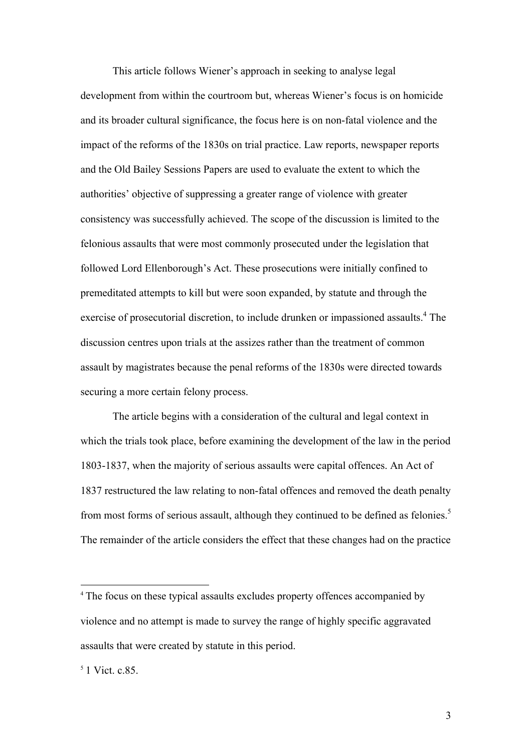This article follows Wiener's approach in seeking to analyse legal development from within the courtroom but, whereas Wiener's focus is on homicide and its broader cultural significance, the focus here is on non-fatal violence and the impact of the reforms of the 1830s on trial practice. Law reports, newspaper reports and the Old Bailey Sessions Papers are used to evaluate the extent to which the authorities' objective of suppressing a greater range of violence with greater consistency was successfully achieved. The scope of the discussion is limited to the felonious assaults that were most commonly prosecuted under the legislation that followed Lord Ellenborough's Act. These prosecutions were initially confined to premeditated attempts to kill but were soon expanded, by statute and through the exercise of prosecutorial discretion, to include drunken or impassioned assaults.[4] The discussion centres upon trials at the assizes rather than the treatment of common assault by magistrates because the penal reforms of the 1830s were directed towards securing a more certain felony process.

The article begins with a consideration of the cultural and legal context in which the trials took place, before examining the development of the law in the period 1803-1837, when the majority of serious assaults were capital offences. An Act of 1837 restructured the law relating to non-fatal offences and removed the death penalty from most forms of serious assault, although they continued to be defined as felonies.[5] The remainder of the article considers the effect that these changes had on the practice

---

[4] The focus on these typical assaults excludes property offences accompanied by violence and no attempt is made to survey the range of highly specific aggravated assaults that were created by statute in this period.

[5] 1 Vict. c.85.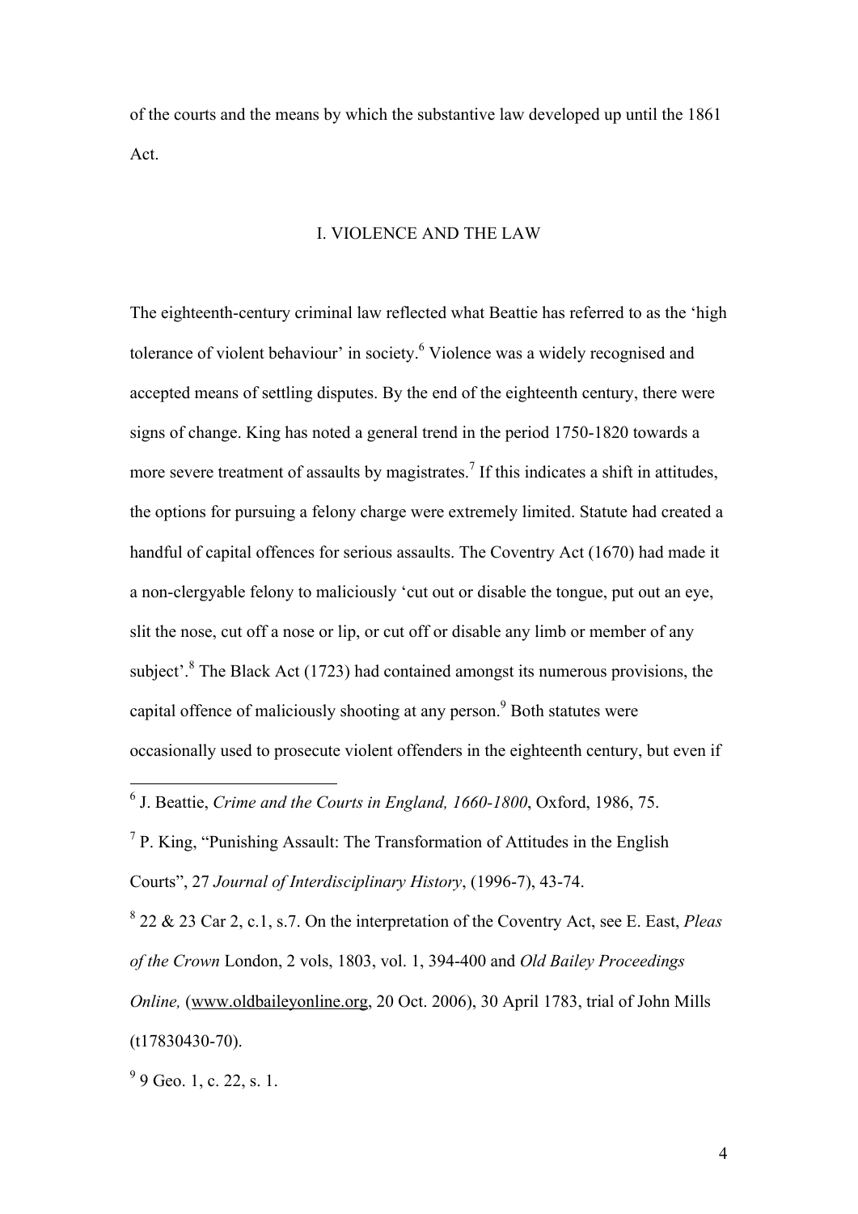of the courts and the means by which the substantive law developed up until the 1861 Act.

## I. VIOLENCE AND THE LAW

The eighteenth-century criminal law reflected what Beattie has referred to as the 'high tolerance of violent behaviour' in society.[6] Violence was a widely recognised and accepted means of settling disputes. By the end of the eighteenth century, there were signs of change. King has noted a general trend in the period 1750-1820 towards a more severe treatment of assaults by magistrates.[7] If this indicates a shift in attitudes, the options for pursuing a felony charge were extremely limited. Statute had created a handful of capital offences for serious assaults. The Coventry Act (1670) had made it a non-clergyable felony to maliciously 'cut out or disable the tongue, put out an eye, slit the nose, cut off a nose or lip, or cut off or disable any limb or member of any subject'.[8] The Black Act (1723) had contained amongst its numerous provisions, the capital offence of maliciously shooting at any person.[9] Both statutes were occasionally used to prosecute violent offenders in the eighteenth century, but even if

---

[6] J. Beattie, *Crime and the Courts in England, 1660-1800*, Oxford, 1986, 75.

[7] P. King, "Punishing Assault: The Transformation of Attitudes in the English Courts", 27 *Journal of Interdisciplinary History*, (1996-7), 43-74.

[8] 22 & 23 Car 2, c.1, s.7. On the interpretation of the Coventry Act, see E. East, *Pleas of the Crown* London, 2 vols, 1803, vol. 1, 394-400 and *Old Bailey Proceedings Online,* (www.oldbaileyonline.org, 20 Oct. 2006), 30 April 1783, trial of John Mills (t17830430-70).

[9] 9 Geo. 1, c. 22, s. 1.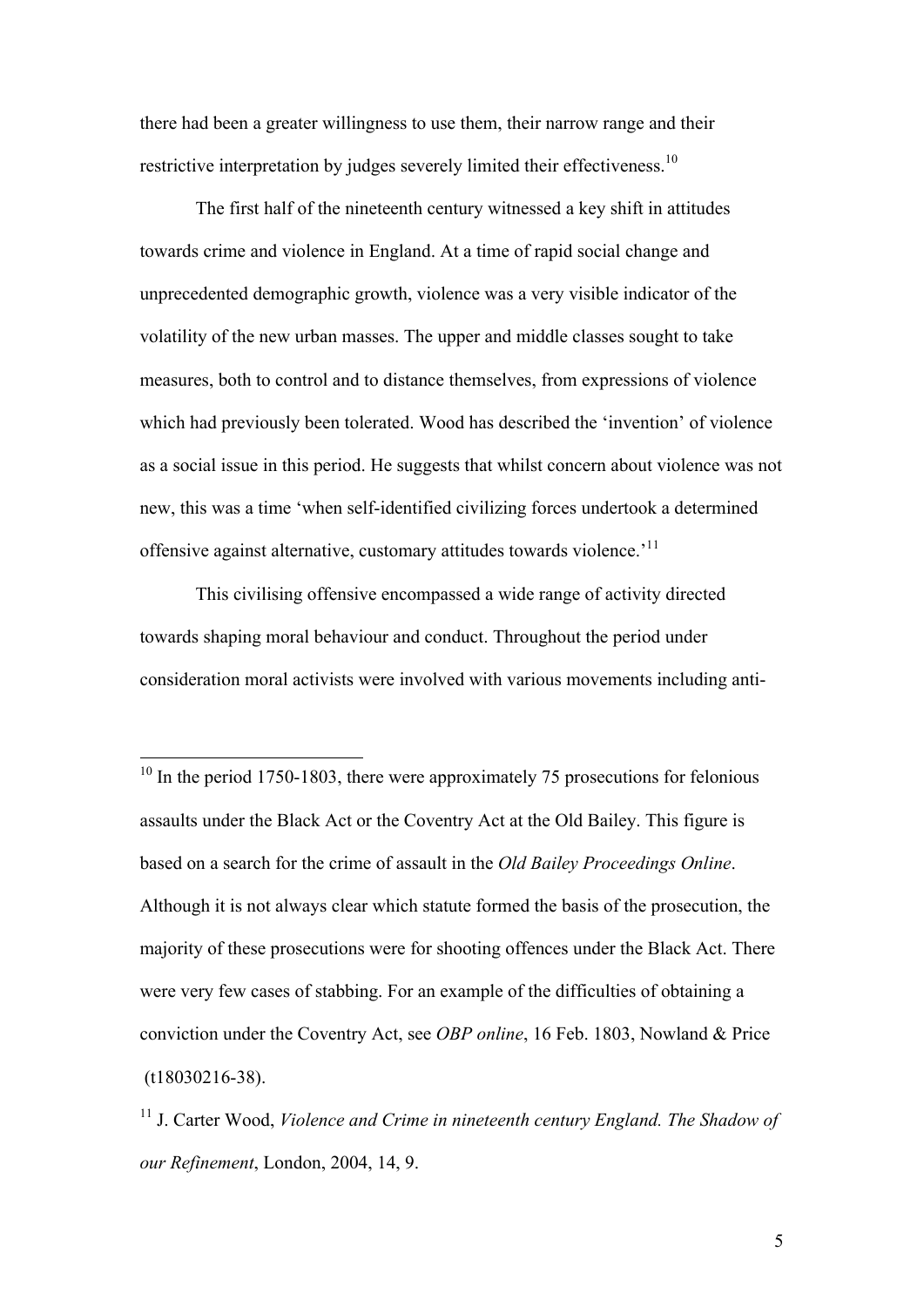there had been a greater willingness to use them, their narrow range and their restrictive interpretation by judges severely limited their effectiveness.[10]

The first half of the nineteenth century witnessed a key shift in attitudes towards crime and violence in England. At a time of rapid social change and unprecedented demographic growth, violence was a very visible indicator of the volatility of the new urban masses. The upper and middle classes sought to take measures, both to control and to distance themselves, from expressions of violence which had previously been tolerated. Wood has described the 'invention' of violence as a social issue in this period. He suggests that whilst concern about violence was not new, this was a time 'when self-identified civilizing forces undertook a determined offensive against alternative, customary attitudes towards violence.'[11]

This civilising offensive encompassed a wide range of activity directed towards shaping moral behaviour and conduct. Throughout the period under consideration moral activists were involved with various movements including anti-

---

[10] In the period 1750-1803, there were approximately 75 prosecutions for felonious assaults under the Black Act or the Coventry Act at the Old Bailey. This figure is based on a search for the crime of assault in the *Old Bailey Proceedings Online*. Although it is not always clear which statute formed the basis of the prosecution, the majority of these prosecutions were for shooting offences under the Black Act. There were very few cases of stabbing. For an example of the difficulties of obtaining a conviction under the Coventry Act, see *OBP online*, 16 Feb. 1803, Nowland & Price (t18030216-38).

[11] J. Carter Wood, *Violence and Crime in nineteenth century England. The Shadow of our Refinement*, London, 2004, 14, 9.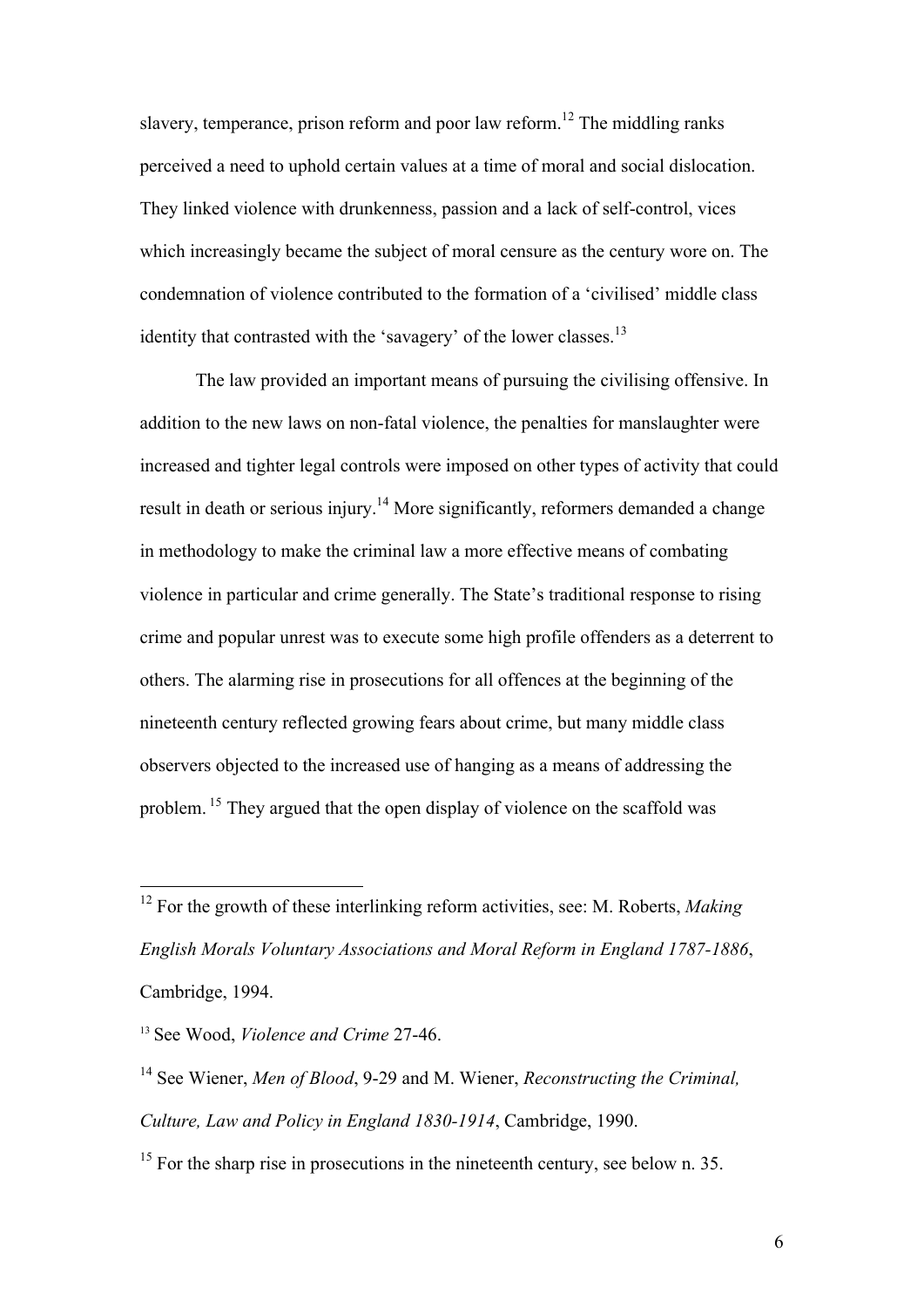slavery, temperance, prison reform and poor law reform.[12] The middling ranks perceived a need to uphold certain values at a time of moral and social dislocation. They linked violence with drunkenness, passion and a lack of self-control, vices which increasingly became the subject of moral censure as the century wore on. The condemnation of violence contributed to the formation of a 'civilised' middle class identity that contrasted with the 'savagery' of the lower classes.[13]

The law provided an important means of pursuing the civilising offensive. In addition to the new laws on non-fatal violence, the penalties for manslaughter were increased and tighter legal controls were imposed on other types of activity that could result in death or serious injury.[14] More significantly, reformers demanded a change in methodology to make the criminal law a more effective means of combating violence in particular and crime generally. The State's traditional response to rising crime and popular unrest was to execute some high profile offenders as a deterrent to others. The alarming rise in prosecutions for all offences at the beginning of the nineteenth century reflected growing fears about crime, but many middle class observers objected to the increased use of hanging as a means of addressing the problem.[15] They argued that the open display of violence on the scaffold was

---

[12] For the growth of these interlinking reform activities, see: M. Roberts, *Making English Morals Voluntary Associations and Moral Reform in England 1787-1886*, Cambridge, 1994.

[13] See Wood, *Violence and Crime* 27-46.

[14] See Wiener, *Men of Blood*, 9-29 and M. Wiener, *Reconstructing the Criminal, Culture, Law and Policy in England 1830-1914*, Cambridge, 1990.

[15] For the sharp rise in prosecutions in the nineteenth century, see below n. 35.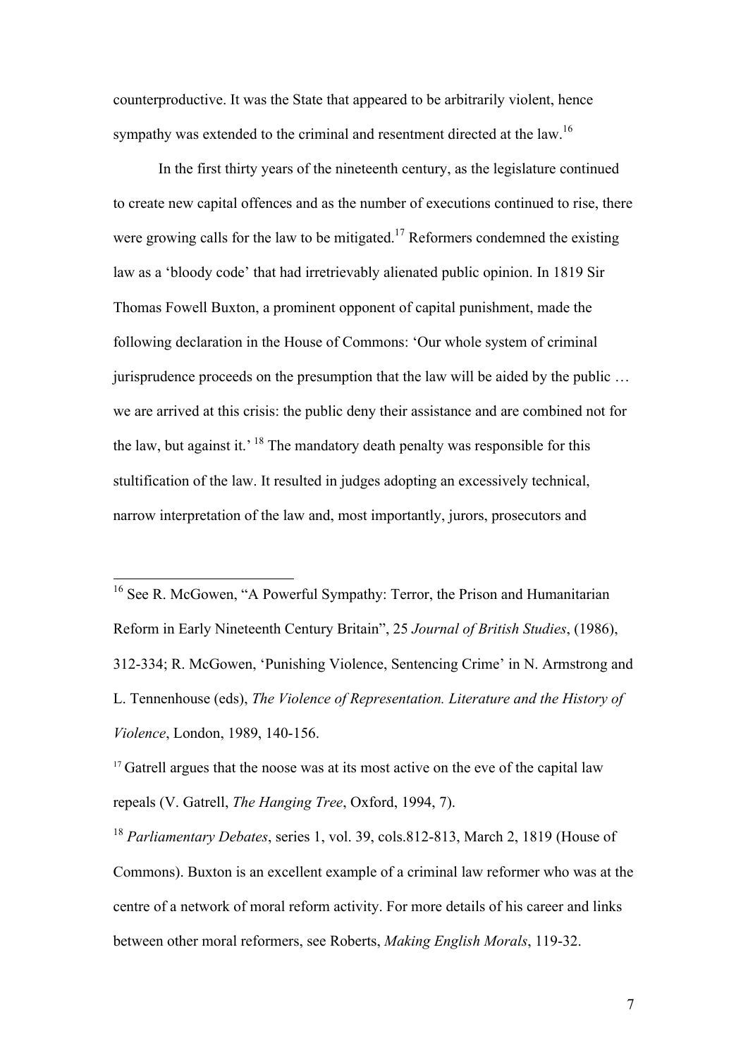counterproductive. It was the State that appeared to be arbitrarily violent, hence sympathy was extended to the criminal and resentment directed at the law.[16]

In the first thirty years of the nineteenth century, as the legislature continued to create new capital offences and as the number of executions continued to rise, there were growing calls for the law to be mitigated.[17] Reformers condemned the existing law as a 'bloody code' that had irretrievably alienated public opinion. In 1819 Sir Thomas Fowell Buxton, a prominent opponent of capital punishment, made the following declaration in the House of Commons: 'Our whole system of criminal jurisprudence proceeds on the presumption that the law will be aided by the public … we are arrived at this crisis: the public deny their assistance and are combined not for the law, but against it.' [18] The mandatory death penalty was responsible for this stultification of the law. It resulted in judges adopting an excessively technical, narrow interpretation of the law and, most importantly, jurors, prosecutors and

---

[16] See R. McGowen, "A Powerful Sympathy: Terror, the Prison and Humanitarian Reform in Early Nineteenth Century Britain", 25 *Journal of British Studies*, (1986), 312-334; R. McGowen, 'Punishing Violence, Sentencing Crime' in N. Armstrong and L. Tennenhouse (eds), *The Violence of Representation. Literature and the History of Violence*, London, 1989, 140-156.

[17] Gatrell argues that the noose was at its most active on the eve of the capital law repeals (V. Gatrell, *The Hanging Tree*, Oxford, 1994, 7).

[18] *Parliamentary Debates*, series 1, vol. 39, cols.812-813, March 2, 1819 (House of Commons). Buxton is an excellent example of a criminal law reformer who was at the centre of a network of moral reform activity. For more details of his career and links between other moral reformers, see Roberts, *Making English Morals*, 119-32.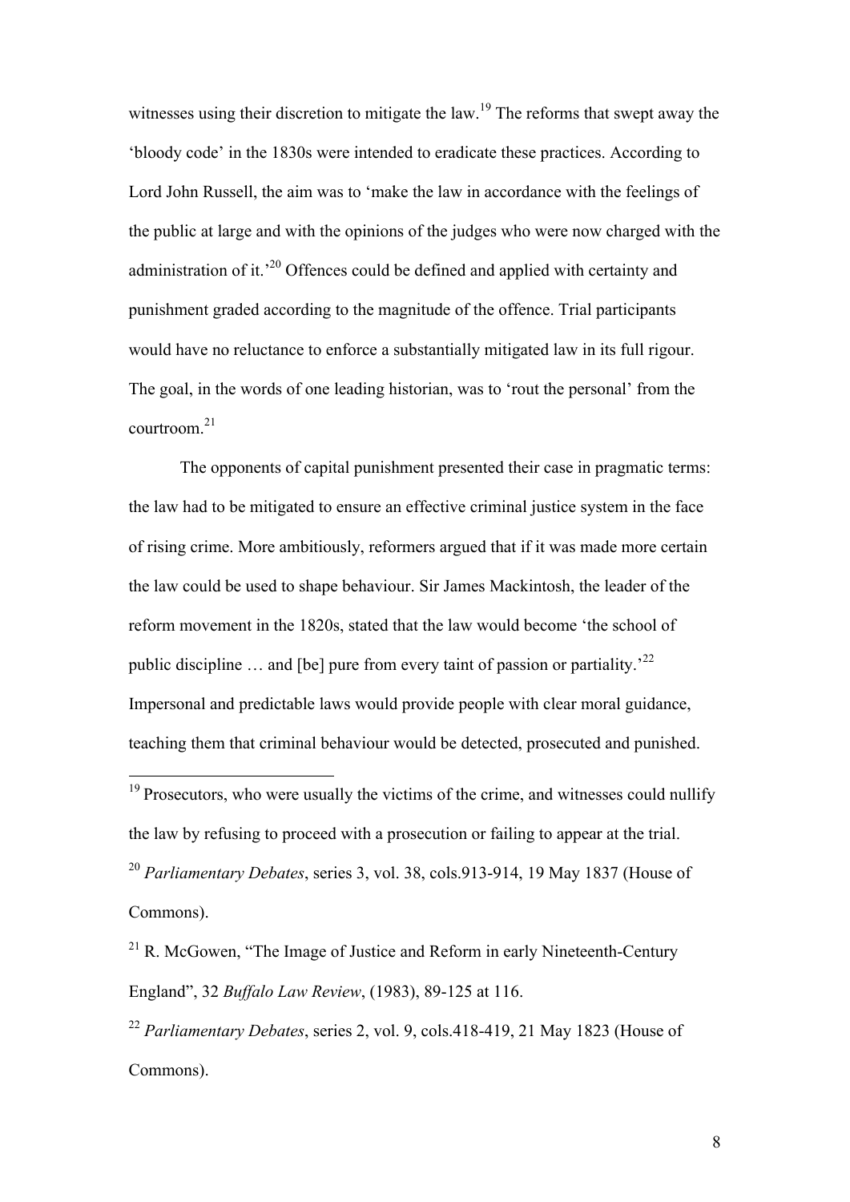witnesses using their discretion to mitigate the law.[19] The reforms that swept away the 'bloody code' in the 1830s were intended to eradicate these practices. According to Lord John Russell, the aim was to 'make the law in accordance with the feelings of the public at large and with the opinions of the judges who were now charged with the administration of it.'[20] Offences could be defined and applied with certainty and punishment graded according to the magnitude of the offence. Trial participants would have no reluctance to enforce a substantially mitigated law in its full rigour. The goal, in the words of one leading historian, was to 'rout the personal' from the courtroom.[21]

The opponents of capital punishment presented their case in pragmatic terms: the law had to be mitigated to ensure an effective criminal justice system in the face of rising crime. More ambitiously, reformers argued that if it was made more certain the law could be used to shape behaviour. Sir James Mackintosh, the leader of the reform movement in the 1820s, stated that the law would become 'the school of public discipline … and [be] pure from every taint of passion or partiality.'[22] Impersonal and predictable laws would provide people with clear moral guidance, teaching them that criminal behaviour would be detected, prosecuted and punished.

---

[19] Prosecutors, who were usually the victims of the crime, and witnesses could nullify the law by refusing to proceed with a prosecution or failing to appear at the trial.

[20] *Parliamentary Debates*, series 3, vol. 38, cols.913-914, 19 May 1837 (House of Commons).

[21] R. McGowen, "The Image of Justice and Reform in early Nineteenth-Century England", 32 *Buffalo Law Review*, (1983), 89-125 at 116.

[22] *Parliamentary Debates*, series 2, vol. 9, cols.418-419, 21 May 1823 (House of Commons).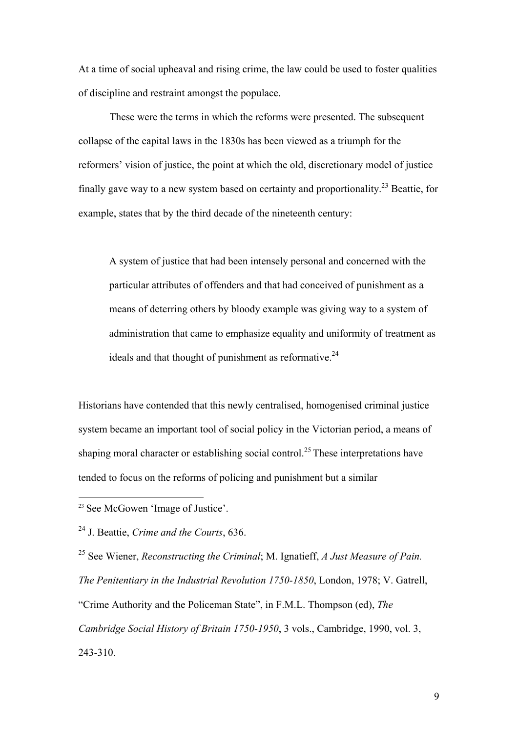At a time of social upheaval and rising crime, the law could be used to foster qualities of discipline and restraint amongst the populace.

These were the terms in which the reforms were presented. The subsequent collapse of the capital laws in the 1830s has been viewed as a triumph for the reformers' vision of justice, the point at which the old, discretionary model of justice finally gave way to a new system based on certainty and proportionality.[23] Beattie, for example, states that by the third decade of the nineteenth century:

> A system of justice that had been intensely personal and concerned with the particular attributes of offenders and that had conceived of punishment as a means of deterring others by bloody example was giving way to a system of administration that came to emphasize equality and uniformity of treatment as ideals and that thought of punishment as reformative.[24]

Historians have contended that this newly centralised, homogenised criminal justice system became an important tool of social policy in the Victorian period, a means of shaping moral character or establishing social control.[25] These interpretations have tended to focus on the reforms of policing and punishment but a similar

---

[23] See McGowen 'Image of Justice'.

[24] J. Beattie, *Crime and the Courts*, 636.

[25] See Wiener, *Reconstructing the Criminal*; M. Ignatieff, *A Just Measure of Pain. The Penitentiary in the Industrial Revolution 1750-1850*, London, 1978; V. Gatrell, "Crime Authority and the Policeman State", in F.M.L. Thompson (ed), *The Cambridge Social History of Britain 1750-1950*, 3 vols., Cambridge, 1990, vol. 3, 243-310.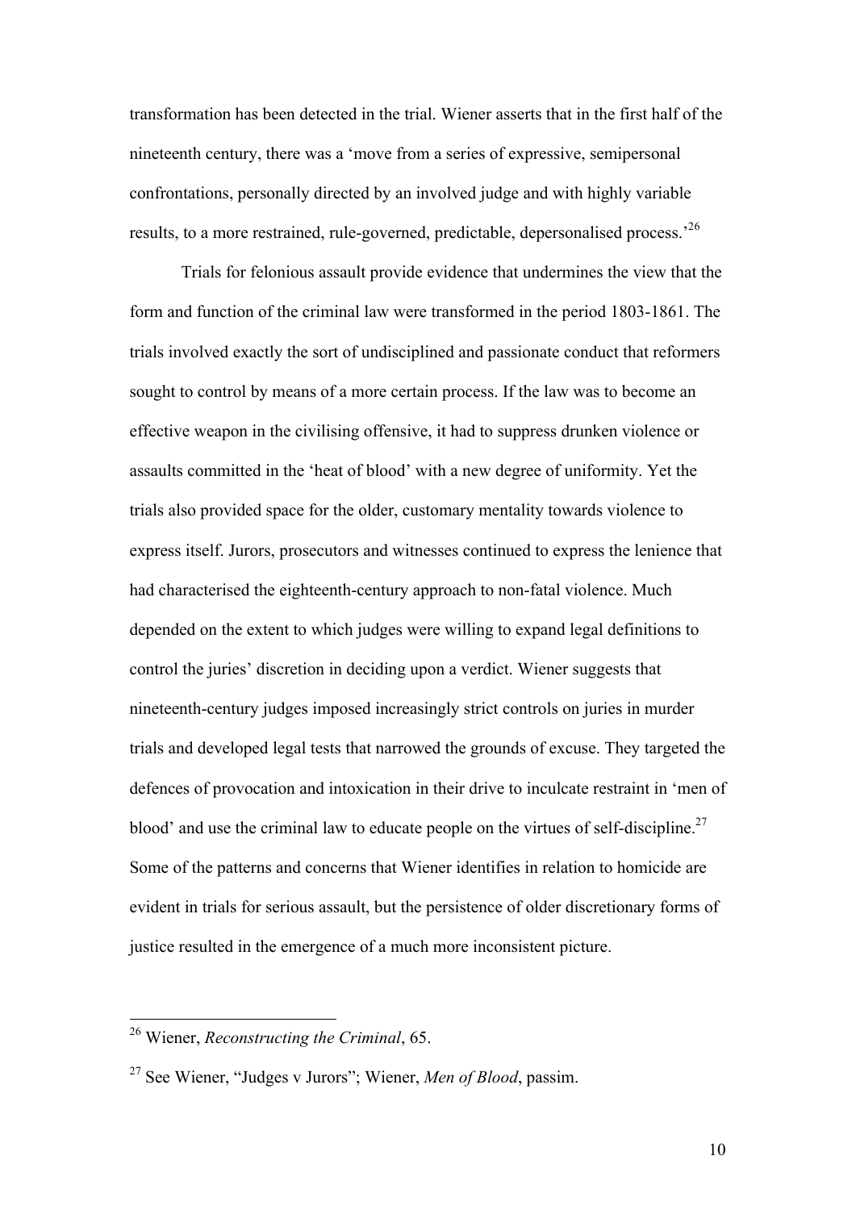transformation has been detected in the trial. Wiener asserts that in the first half of the nineteenth century, there was a 'move from a series of expressive, semipersonal confrontations, personally directed by an involved judge and with highly variable results, to a more restrained, rule-governed, predictable, depersonalised process.'[26]

Trials for felonious assault provide evidence that undermines the view that the form and function of the criminal law were transformed in the period 1803-1861. The trials involved exactly the sort of undisciplined and passionate conduct that reformers sought to control by means of a more certain process. If the law was to become an effective weapon in the civilising offensive, it had to suppress drunken violence or assaults committed in the 'heat of blood' with a new degree of uniformity. Yet the trials also provided space for the older, customary mentality towards violence to express itself. Jurors, prosecutors and witnesses continued to express the lenience that had characterised the eighteenth-century approach to non-fatal violence. Much depended on the extent to which judges were willing to expand legal definitions to control the juries' discretion in deciding upon a verdict. Wiener suggests that nineteenth-century judges imposed increasingly strict controls on juries in murder trials and developed legal tests that narrowed the grounds of excuse. They targeted the defences of provocation and intoxication in their drive to inculcate restraint in 'men of blood' and use the criminal law to educate people on the virtues of self-discipline.[27] Some of the patterns and concerns that Wiener identifies in relation to homicide are evident in trials for serious assault, but the persistence of older discretionary forms of justice resulted in the emergence of a much more inconsistent picture.

---

[26] Wiener, *Reconstructing the Criminal*, 65.

[27] See Wiener, "Judges v Jurors"; Wiener, *Men of Blood*, passim.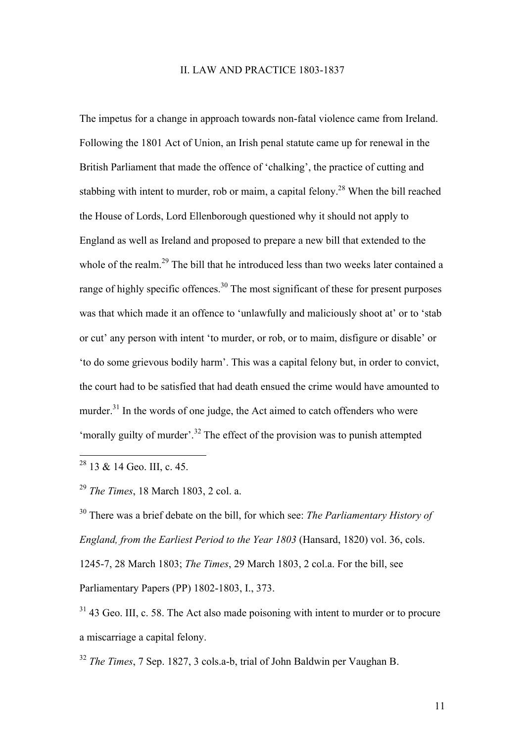## II. LAW AND PRACTICE 1803-1837

The impetus for a change in approach towards non-fatal violence came from Ireland. Following the 1801 Act of Union, an Irish penal statute came up for renewal in the British Parliament that made the offence of 'chalking', the practice of cutting and stabbing with intent to murder, rob or maim, a capital felony.[28] When the bill reached the House of Lords, Lord Ellenborough questioned why it should not apply to England as well as Ireland and proposed to prepare a new bill that extended to the whole of the realm.[29] The bill that he introduced less than two weeks later contained a range of highly specific offences.[30] The most significant of these for present purposes was that which made it an offence to 'unlawfully and maliciously shoot at' or to 'stab or cut' any person with intent 'to murder, or rob, or to maim, disfigure or disable' or 'to do some grievous bodily harm'. This was a capital felony but, in order to convict, the court had to be satisfied that had death ensued the crime would have amounted to murder.[31] In the words of one judge, the Act aimed to catch offenders who were 'morally guilty of murder'.[32] The effect of the provision was to punish attempted

---

[28] 13 & 14 Geo. III, c. 45.

[29] *The Times*, 18 March 1803, 2 col. a.

[30] There was a brief debate on the bill, for which see: *The Parliamentary History of England, from the Earliest Period to the Year 1803* (Hansard, 1820) vol. 36, cols. 1245-7, 28 March 1803; *The Times*, 29 March 1803, 2 col.a. For the bill, see Parliamentary Papers (PP) 1802-1803, I., 373.

[31] 43 Geo. III, c. 58. The Act also made poisoning with intent to murder or to procure a miscarriage a capital felony.

[32] *The Times*, 7 Sep. 1827, 3 cols.a-b, trial of John Baldwin per Vaughan B.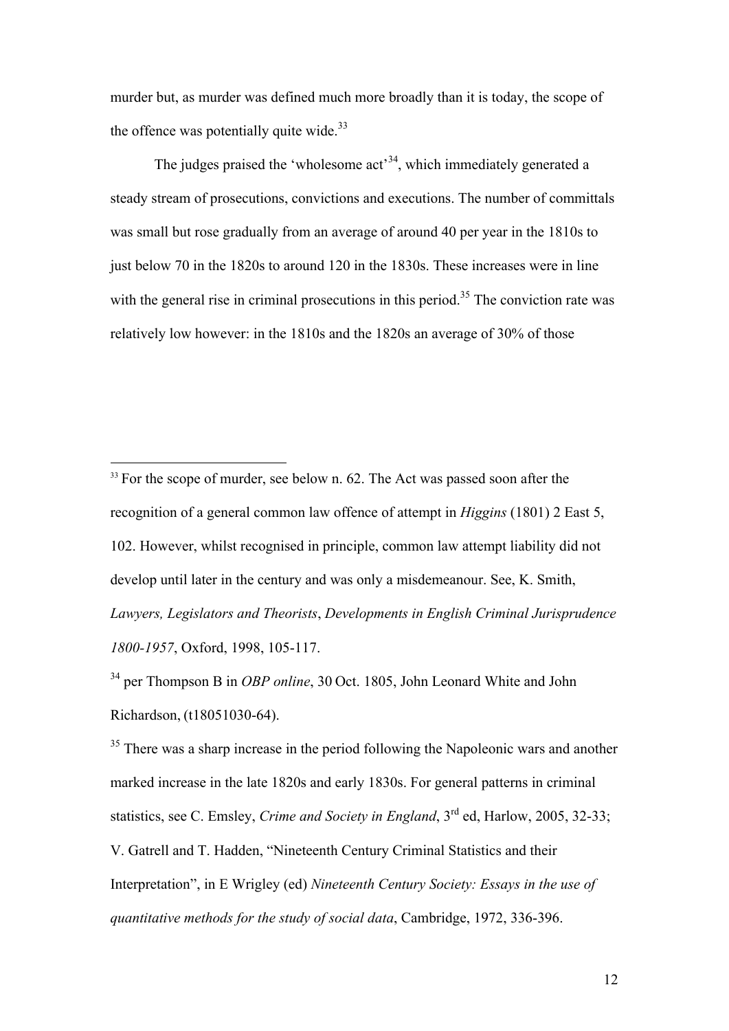murder but, as murder was defined much more broadly than it is today, the scope of the offence was potentially quite wide.[33]

The judges praised the 'wholesome act'[34], which immediately generated a steady stream of prosecutions, convictions and executions. The number of committals was small but rose gradually from an average of around 40 per year in the 1810s to just below 70 in the 1820s to around 120 in the 1830s. These increases were in line with the general rise in criminal prosecutions in this period.[35] The conviction rate was relatively low however: in the 1810s and the 1820s an average of 30% of those

---

[33] For the scope of murder, see below n. 62. The Act was passed soon after the recognition of a general common law offence of attempt in *Higgins* (1801) 2 East 5, 102. However, whilst recognised in principle, common law attempt liability did not develop until later in the century and was only a misdemeanour. See, K. Smith, *Lawyers, Legislators and Theorists*, *Developments in English Criminal Jurisprudence 1800-1957*, Oxford, 1998, 105-117.

[34] per Thompson B in *OBP online*, 30 Oct. 1805, John Leonard White and John Richardson, (t18051030-64).

[35] There was a sharp increase in the period following the Napoleonic wars and another marked increase in the late 1820s and early 1830s. For general patterns in criminal statistics, see C. Emsley, *Crime and Society in England*, 3rd ed, Harlow, 2005, 32-33; V. Gatrell and T. Hadden, "Nineteenth Century Criminal Statistics and their Interpretation", in E Wrigley (ed) *Nineteenth Century Society: Essays in the use of quantitative methods for the study of social data*, Cambridge, 1972, 336-396.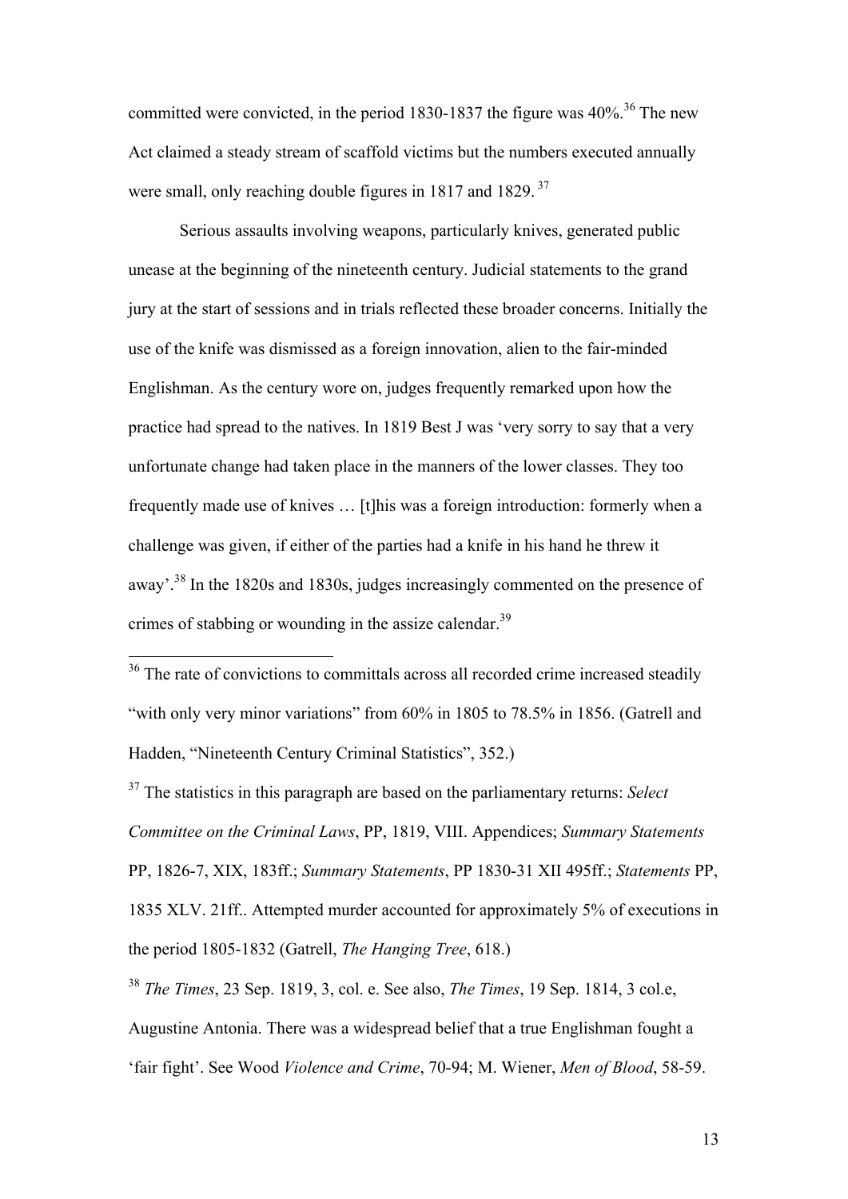committed were convicted, in the period 1830-1837 the figure was 40%.[36] The new Act claimed a steady stream of scaffold victims but the numbers executed annually were small, only reaching double figures in 1817 and 1829.[37]

Serious assaults involving weapons, particularly knives, generated public unease at the beginning of the nineteenth century. Judicial statements to the grand jury at the start of sessions and in trials reflected these broader concerns. Initially the use of the knife was dismissed as a foreign innovation, alien to the fair-minded Englishman. As the century wore on, judges frequently remarked upon how the practice had spread to the natives. In 1819 Best J was 'very sorry to say that a very unfortunate change had taken place in the manners of the lower classes. They too frequently made use of knives … [t]his was a foreign introduction: formerly when a challenge was given, if either of the parties had a knife in his hand he threw it away'.[38] In the 1820s and 1830s, judges increasingly commented on the presence of crimes of stabbing or wounding in the assize calendar.[39]

---

[36] The rate of convictions to committals across all recorded crime increased steadily "with only very minor variations" from 60% in 1805 to 78.5% in 1856. (Gatrell and Hadden, "Nineteenth Century Criminal Statistics", 352.)

[37] The statistics in this paragraph are based on the parliamentary returns: *Select Committee on the Criminal Laws*, PP, 1819, VIII. Appendices; *Summary Statements* PP, 1826-7, XIX, 183ff.; *Summary Statements*, PP 1830-31 XII 495ff.; *Statements* PP, 1835 XLV. 21ff.. Attempted murder accounted for approximately 5% of executions in the period 1805-1832 (Gatrell, *The Hanging Tree*, 618.)

[38] *The Times*, 23 Sep. 1819, 3, col. e. See also, *The Times*, 19 Sep. 1814, 3 col.e, Augustine Antonia. There was a widespread belief that a true Englishman fought a 'fair fight'. See Wood *Violence and Crime*, 70-94; M. Wiener, *Men of Blood*, 58-59.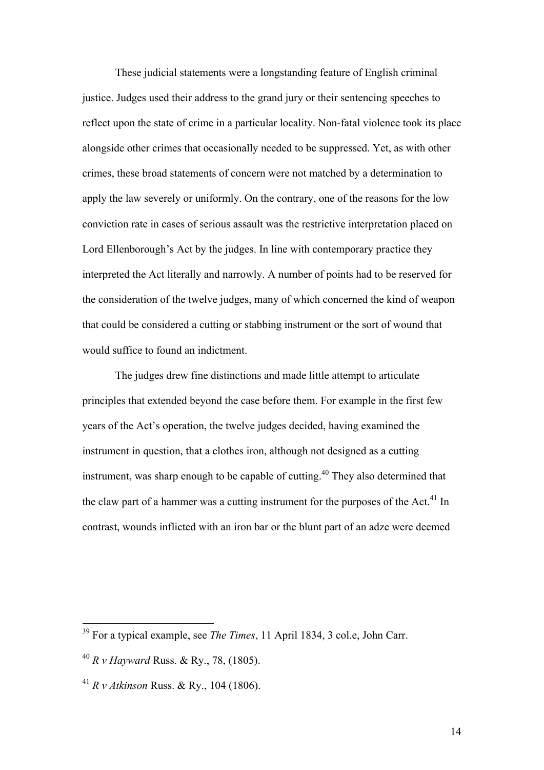These judicial statements were a longstanding feature of English criminal justice. Judges used their address to the grand jury or their sentencing speeches to reflect upon the state of crime in a particular locality. Non-fatal violence took its place alongside other crimes that occasionally needed to be suppressed. Yet, as with other crimes, these broad statements of concern were not matched by a determination to apply the law severely or uniformly. On the contrary, one of the reasons for the low conviction rate in cases of serious assault was the restrictive interpretation placed on Lord Ellenborough's Act by the judges. In line with contemporary practice they interpreted the Act literally and narrowly. A number of points had to be reserved for the consideration of the twelve judges, many of which concerned the kind of weapon that could be considered a cutting or stabbing instrument or the sort of wound that would suffice to found an indictment.

The judges drew fine distinctions and made little attempt to articulate principles that extended beyond the case before them. For example in the first few years of the Act's operation, the twelve judges decided, having examined the instrument in question, that a clothes iron, although not designed as a cutting instrument, was sharp enough to be capable of cutting.[40] They also determined that the claw part of a hammer was a cutting instrument for the purposes of the Act.[41] In contrast, wounds inflicted with an iron bar or the blunt part of an adze were deemed

---

[39] For a typical example, see *The Times*, 11 April 1834, 3 col.e, John Carr.

[40] *R v Hayward* Russ. & Ry., 78, (1805).

[41] *R v Atkinson* Russ. & Ry., 104 (1806).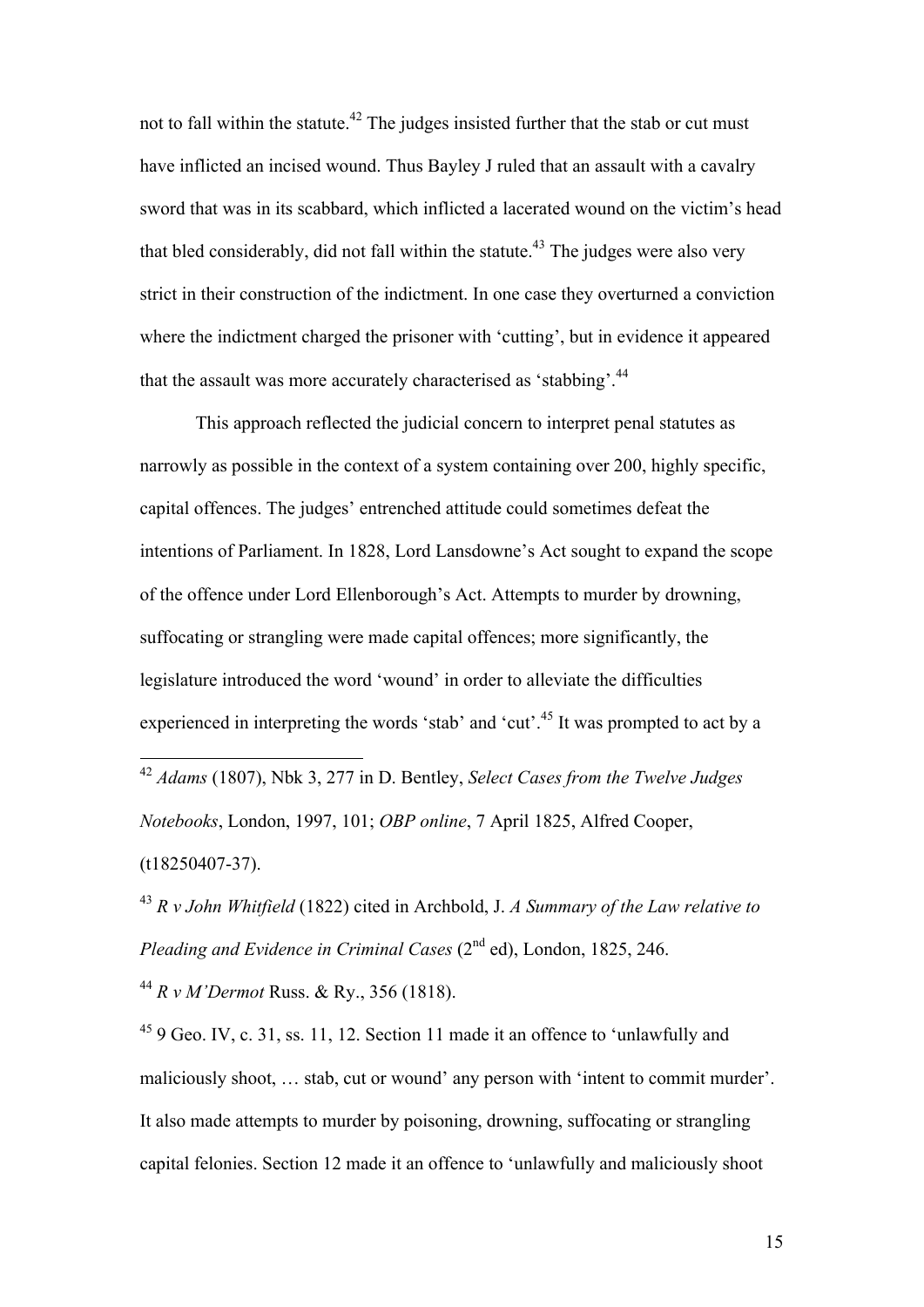not to fall within the statute.[42] The judges insisted further that the stab or cut must have inflicted an incised wound. Thus Bayley J ruled that an assault with a cavalry sword that was in its scabbard, which inflicted a lacerated wound on the victim's head that bled considerably, did not fall within the statute.[43] The judges were also very strict in their construction of the indictment. In one case they overturned a conviction where the indictment charged the prisoner with 'cutting', but in evidence it appeared that the assault was more accurately characterised as 'stabbing'.[44]

This approach reflected the judicial concern to interpret penal statutes as narrowly as possible in the context of a system containing over 200, highly specific, capital offences. The judges' entrenched attitude could sometimes defeat the intentions of Parliament. In 1828, Lord Lansdowne's Act sought to expand the scope of the offence under Lord Ellenborough's Act. Attempts to murder by drowning, suffocating or strangling were made capital offences; more significantly, the legislature introduced the word 'wound' in order to alleviate the difficulties experienced in interpreting the words 'stab' and 'cut'.[45] It was prompted to act by a

---

[42] *Adams* (1807), Nbk 3, 277 in D. Bentley, *Select Cases from the Twelve Judges Notebooks*, London, 1997, 101; *OBP online*, 7 April 1825, Alfred Cooper, (t18250407-37).

[43] *R v John Whitfield* (1822) cited in Archbold, J. *A Summary of the Law relative to Pleading and Evidence in Criminal Cases* (2nd ed), London, 1825, 246.

[44] *R v M'Dermot* Russ. & Ry., 356 (1818).

[45] 9 Geo. IV, c. 31, ss. 11, 12. Section 11 made it an offence to 'unlawfully and maliciously shoot, … stab, cut or wound' any person with 'intent to commit murder'. It also made attempts to murder by poisoning, drowning, suffocating or strangling capital felonies. Section 12 made it an offence to 'unlawfully and maliciously shoot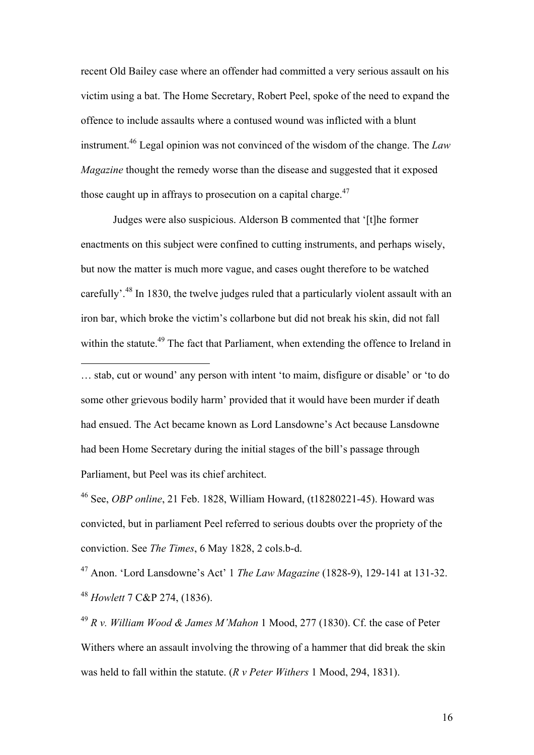recent Old Bailey case where an offender had committed a very serious assault on his victim using a bat. The Home Secretary, Robert Peel, spoke of the need to expand the offence to include assaults where a contused wound was inflicted with a blunt instrument.[46] Legal opinion was not convinced of the wisdom of the change. The *Law Magazine* thought the remedy worse than the disease and suggested that it exposed those caught up in affrays to prosecution on a capital charge.[47]

Judges were also suspicious. Alderson B commented that '[t]he former enactments on this subject were confined to cutting instruments, and perhaps wisely, but now the matter is much more vague, and cases ought therefore to be watched carefully'.[48] In 1830, the twelve judges ruled that a particularly violent assault with an iron bar, which broke the victim's collarbone but did not break his skin, did not fall within the statute.[49] The fact that Parliament, when extending the offence to Ireland in

---

… stab, cut or wound' any person with intent 'to maim, disfigure or disable' or 'to do some other grievous bodily harm' provided that it would have been murder if death had ensued. The Act became known as Lord Lansdowne's Act because Lansdowne had been Home Secretary during the initial stages of the bill's passage through Parliament, but Peel was its chief architect.

[46] See, *OBP online*, 21 Feb. 1828, William Howard, (t18280221-45). Howard was convicted, but in parliament Peel referred to serious doubts over the propriety of the conviction. See *The Times*, 6 May 1828, 2 cols.b-d.

[47] Anon. 'Lord Lansdowne's Act' 1 *The Law Magazine* (1828-9), 129-141 at 131-32.

[48] *Howlett* 7 C&P 274, (1836).

[49] *R v. William Wood & James M'Mahon* 1 Mood, 277 (1830). Cf. the case of Peter Withers where an assault involving the throwing of a hammer that did break the skin was held to fall within the statute. (*R v Peter Withers* 1 Mood, 294, 1831).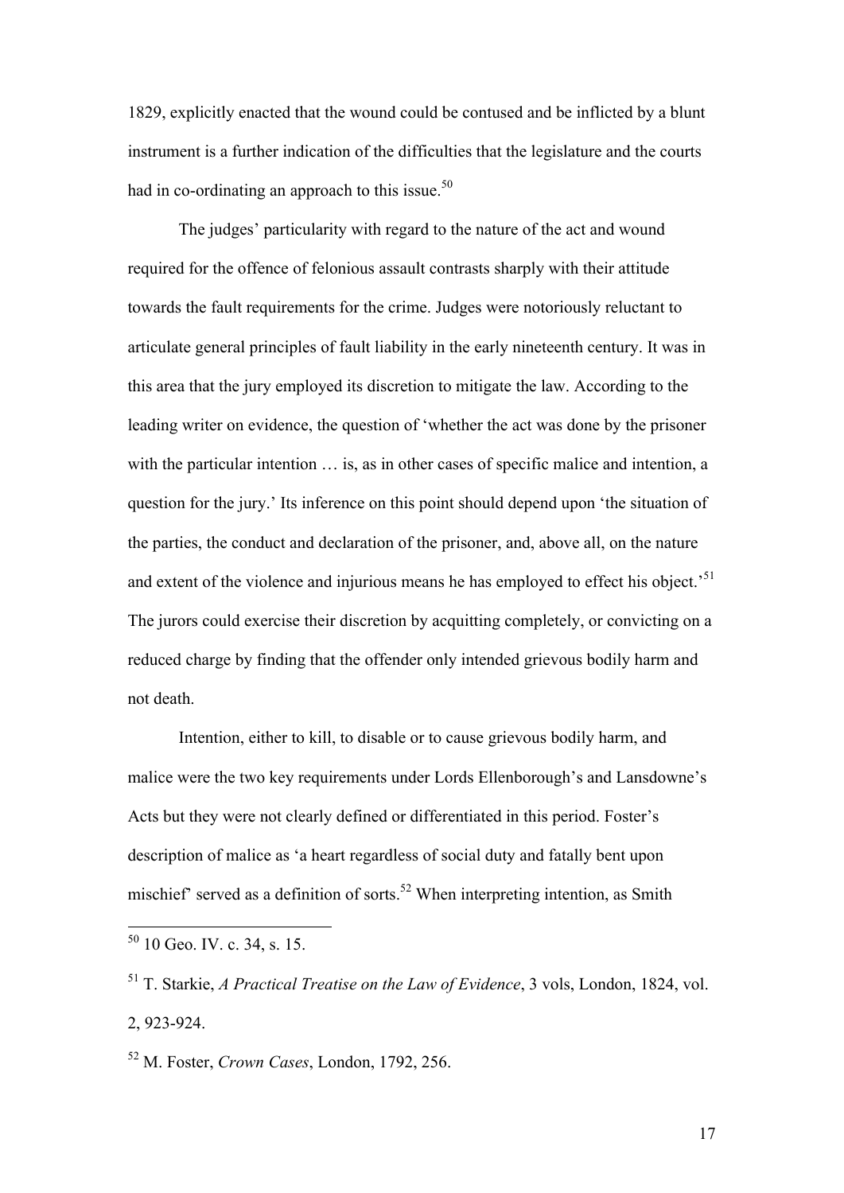1829, explicitly enacted that the wound could be contused and be inflicted by a blunt instrument is a further indication of the difficulties that the legislature and the courts had in co-ordinating an approach to this issue.[50]

The judges' particularity with regard to the nature of the act and wound required for the offence of felonious assault contrasts sharply with their attitude towards the fault requirements for the crime. Judges were notoriously reluctant to articulate general principles of fault liability in the early nineteenth century. It was in this area that the jury employed its discretion to mitigate the law. According to the leading writer on evidence, the question of 'whether the act was done by the prisoner with the particular intention … is, as in other cases of specific malice and intention, a question for the jury.' Its inference on this point should depend upon 'the situation of the parties, the conduct and declaration of the prisoner, and, above all, on the nature and extent of the violence and injurious means he has employed to effect his object.'[51] The jurors could exercise their discretion by acquitting completely, or convicting on a reduced charge by finding that the offender only intended grievous bodily harm and not death.

Intention, either to kill, to disable or to cause grievous bodily harm, and malice were the two key requirements under Lords Ellenborough's and Lansdowne's Acts but they were not clearly defined or differentiated in this period. Foster's description of malice as 'a heart regardless of social duty and fatally bent upon mischief' served as a definition of sorts.[52] When interpreting intention, as Smith

---

[50] 10 Geo. IV. c. 34, s. 15.

[51] T. Starkie, *A Practical Treatise on the Law of Evidence*, 3 vols, London, 1824, vol. 2, 923-924.

[52] M. Foster, *Crown Cases*, London, 1792, 256.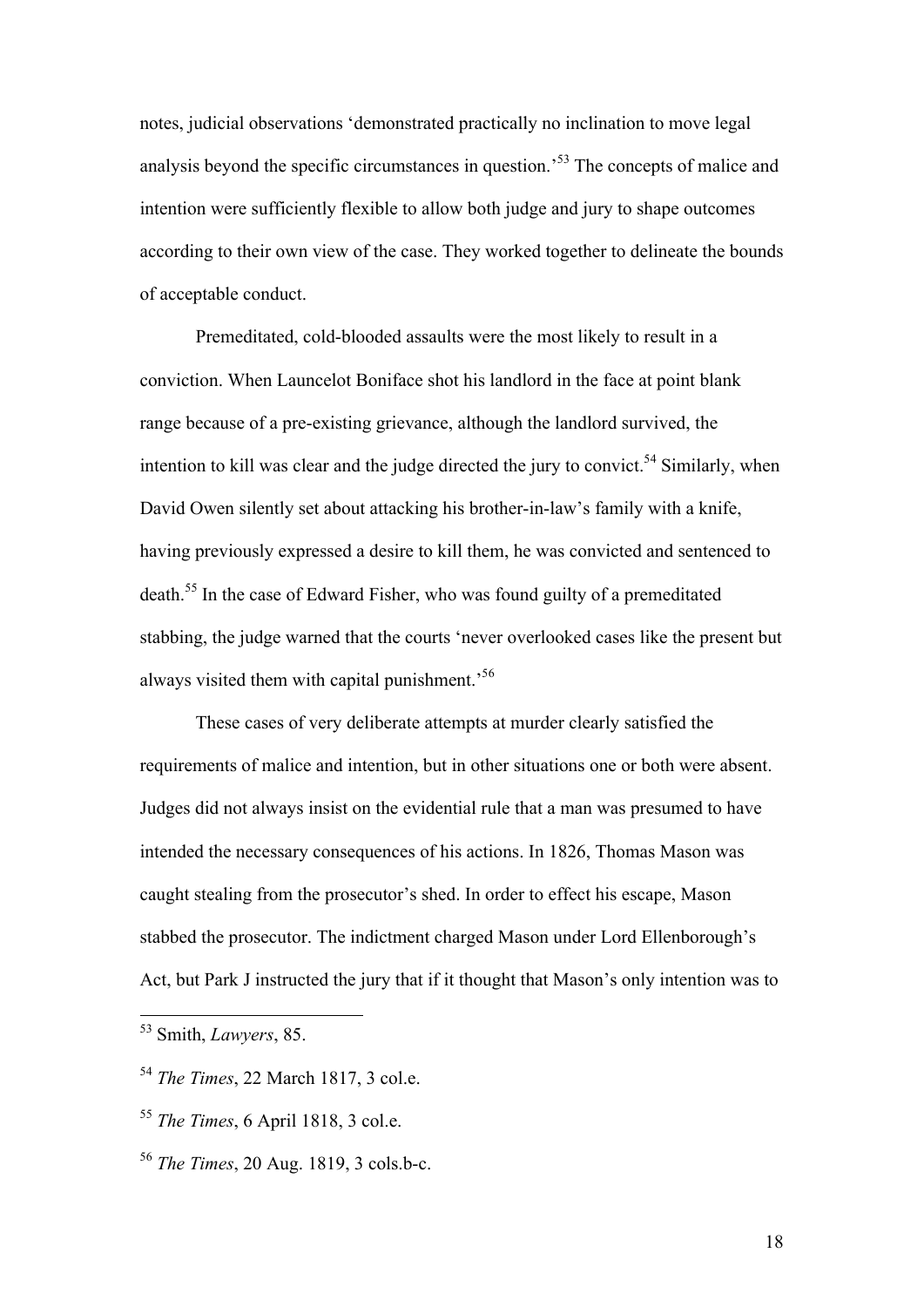notes, judicial observations 'demonstrated practically no inclination to move legal analysis beyond the specific circumstances in question.'[53] The concepts of malice and intention were sufficiently flexible to allow both judge and jury to shape outcomes according to their own view of the case. They worked together to delineate the bounds of acceptable conduct.

Premeditated, cold-blooded assaults were the most likely to result in a conviction. When Launcelot Boniface shot his landlord in the face at point blank range because of a pre-existing grievance, although the landlord survived, the intention to kill was clear and the judge directed the jury to convict.[54] Similarly, when David Owen silently set about attacking his brother-in-law's family with a knife, having previously expressed a desire to kill them, he was convicted and sentenced to death.[55] In the case of Edward Fisher, who was found guilty of a premeditated stabbing, the judge warned that the courts 'never overlooked cases like the present but always visited them with capital punishment.'[56]

These cases of very deliberate attempts at murder clearly satisfied the requirements of malice and intention, but in other situations one or both were absent. Judges did not always insist on the evidential rule that a man was presumed to have intended the necessary consequences of his actions. In 1826, Thomas Mason was caught stealing from the prosecutor's shed. In order to effect his escape, Mason stabbed the prosecutor. The indictment charged Mason under Lord Ellenborough's Act, but Park J instructed the jury that if it thought that Mason's only intention was to

---

[53] Smith, *Lawyers*, 85.

[54] *The Times*, 22 March 1817, 3 col.e.

[55] *The Times*, 6 April 1818, 3 col.e.

[56] *The Times*, 20 Aug. 1819, 3 cols.b-c.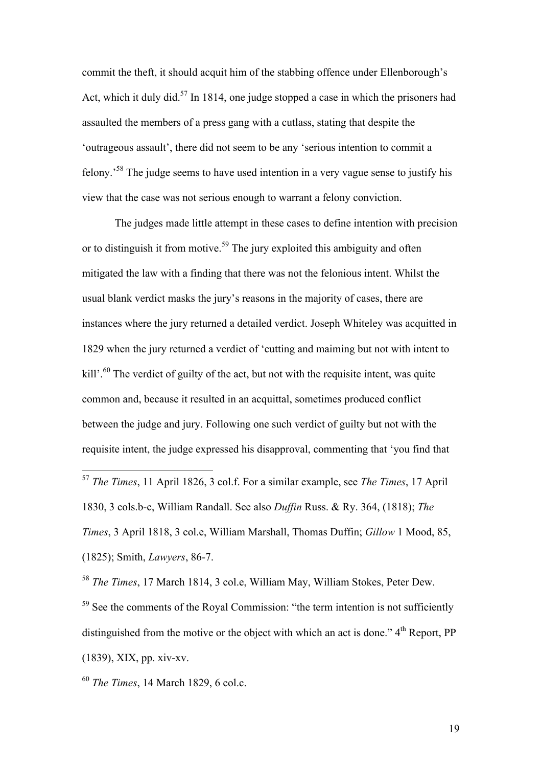commit the theft, it should acquit him of the stabbing offence under Ellenborough's Act, which it duly did.[57] In 1814, one judge stopped a case in which the prisoners had assaulted the members of a press gang with a cutlass, stating that despite the 'outrageous assault', there did not seem to be any 'serious intention to commit a felony.'[58] The judge seems to have used intention in a very vague sense to justify his view that the case was not serious enough to warrant a felony conviction.

The judges made little attempt in these cases to define intention with precision or to distinguish it from motive.[59] The jury exploited this ambiguity and often mitigated the law with a finding that there was not the felonious intent. Whilst the usual blank verdict masks the jury's reasons in the majority of cases, there are instances where the jury returned a detailed verdict. Joseph Whiteley was acquitted in 1829 when the jury returned a verdict of 'cutting and maiming but not with intent to kill'.[60] The verdict of guilty of the act, but not with the requisite intent, was quite common and, because it resulted in an acquittal, sometimes produced conflict between the judge and jury. Following one such verdict of guilty but not with the requisite intent, the judge expressed his disapproval, commenting that 'you find that

---

[57] *The Times*, 11 April 1826, 3 col.f. For a similar example, see *The Times*, 17 April 1830, 3 cols.b-c, William Randall. See also *Duffin* Russ. & Ry. 364, (1818); *The Times*, 3 April 1818, 3 col.e, William Marshall, Thomas Duffin; *Gillow* 1 Mood, 85, (1825); Smith, *Lawyers*, 86-7.

[58] *The Times*, 17 March 1814, 3 col.e, William May, William Stokes, Peter Dew.

[59] See the comments of the Royal Commission: "the term intention is not sufficiently distinguished from the motive or the object with which an act is done." 4th Report, PP (1839), XIX, pp. xiv-xv.

[60] *The Times*, 14 March 1829, 6 col.c.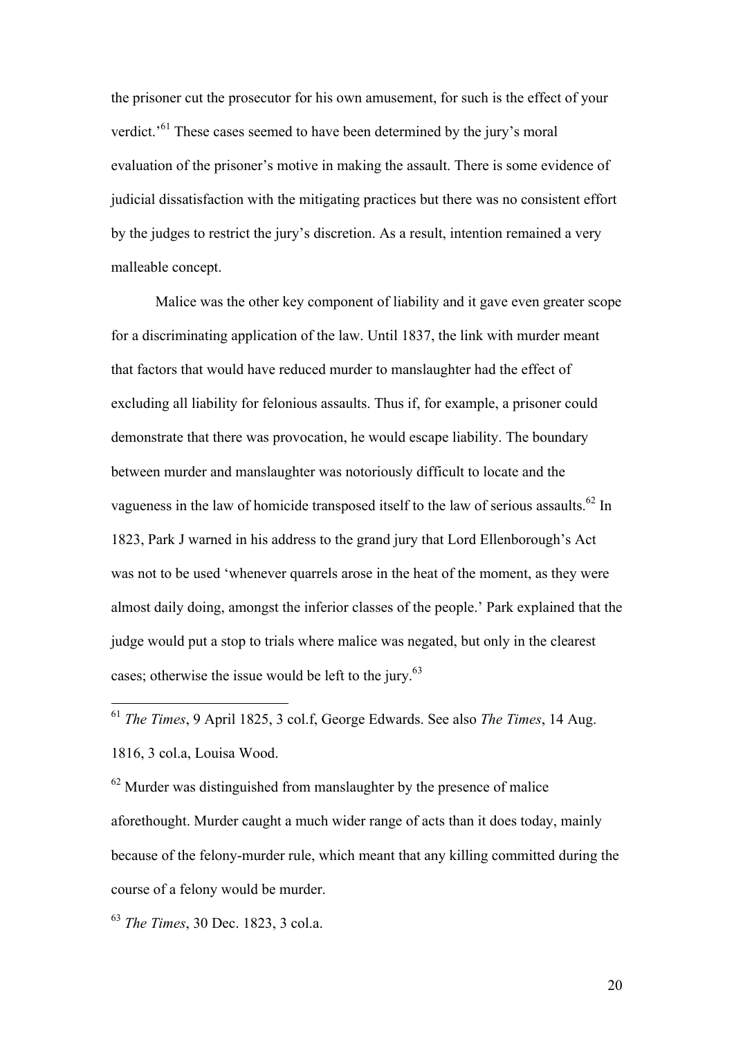the prisoner cut the prosecutor for his own amusement, for such is the effect of your verdict.'[61] These cases seemed to have been determined by the jury's moral evaluation of the prisoner's motive in making the assault. There is some evidence of judicial dissatisfaction with the mitigating practices but there was no consistent effort by the judges to restrict the jury's discretion. As a result, intention remained a very malleable concept.

Malice was the other key component of liability and it gave even greater scope for a discriminating application of the law. Until 1837, the link with murder meant that factors that would have reduced murder to manslaughter had the effect of excluding all liability for felonious assaults. Thus if, for example, a prisoner could demonstrate that there was provocation, he would escape liability. The boundary between murder and manslaughter was notoriously difficult to locate and the vagueness in the law of homicide transposed itself to the law of serious assaults.[62] In 1823, Park J warned in his address to the grand jury that Lord Ellenborough's Act was not to be used 'whenever quarrels arose in the heat of the moment, as they were almost daily doing, amongst the inferior classes of the people.' Park explained that the judge would put a stop to trials where malice was negated, but only in the clearest cases; otherwise the issue would be left to the jury.[63]

---

[61] *The Times*, 9 April 1825, 3 col.f, George Edwards. See also *The Times*, 14 Aug. 1816, 3 col.a, Louisa Wood.

[62] Murder was distinguished from manslaughter by the presence of malice aforethought. Murder caught a much wider range of acts than it does today, mainly because of the felony-murder rule, which meant that any killing committed during the course of a felony would be murder.

[63] *The Times*, 30 Dec. 1823, 3 col.a.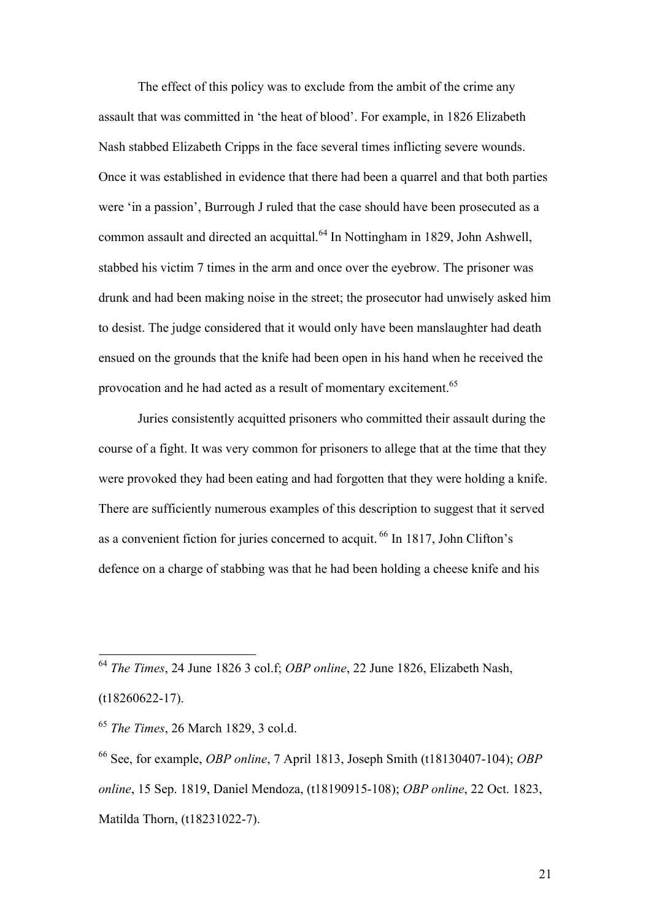The effect of this policy was to exclude from the ambit of the crime any assault that was committed in 'the heat of blood'. For example, in 1826 Elizabeth Nash stabbed Elizabeth Cripps in the face several times inflicting severe wounds. Once it was established in evidence that there had been a quarrel and that both parties were 'in a passion', Burrough J ruled that the case should have been prosecuted as a common assault and directed an acquittal.[64] In Nottingham in 1829, John Ashwell, stabbed his victim 7 times in the arm and once over the eyebrow. The prisoner was drunk and had been making noise in the street; the prosecutor had unwisely asked him to desist. The judge considered that it would only have been manslaughter had death ensued on the grounds that the knife had been open in his hand when he received the provocation and he had acted as a result of momentary excitement.[65]

Juries consistently acquitted prisoners who committed their assault during the course of a fight. It was very common for prisoners to allege that at the time that they were provoked they had been eating and had forgotten that they were holding a knife. There are sufficiently numerous examples of this description to suggest that it served as a convenient fiction for juries concerned to acquit.[66] In 1817, John Clifton's defence on a charge of stabbing was that he had been holding a cheese knife and his

---

[64] *The Times*, 24 June 1826 3 col.f; *OBP online*, 22 June 1826, Elizabeth Nash, (t18260622-17).

[65] *The Times*, 26 March 1829, 3 col.d.

[66] See, for example, *OBP online*, 7 April 1813, Joseph Smith (t18130407-104); *OBP online*, 15 Sep. 1819, Daniel Mendoza, (t18190915-108); *OBP online*, 22 Oct. 1823, Matilda Thorn, (t18231022-7).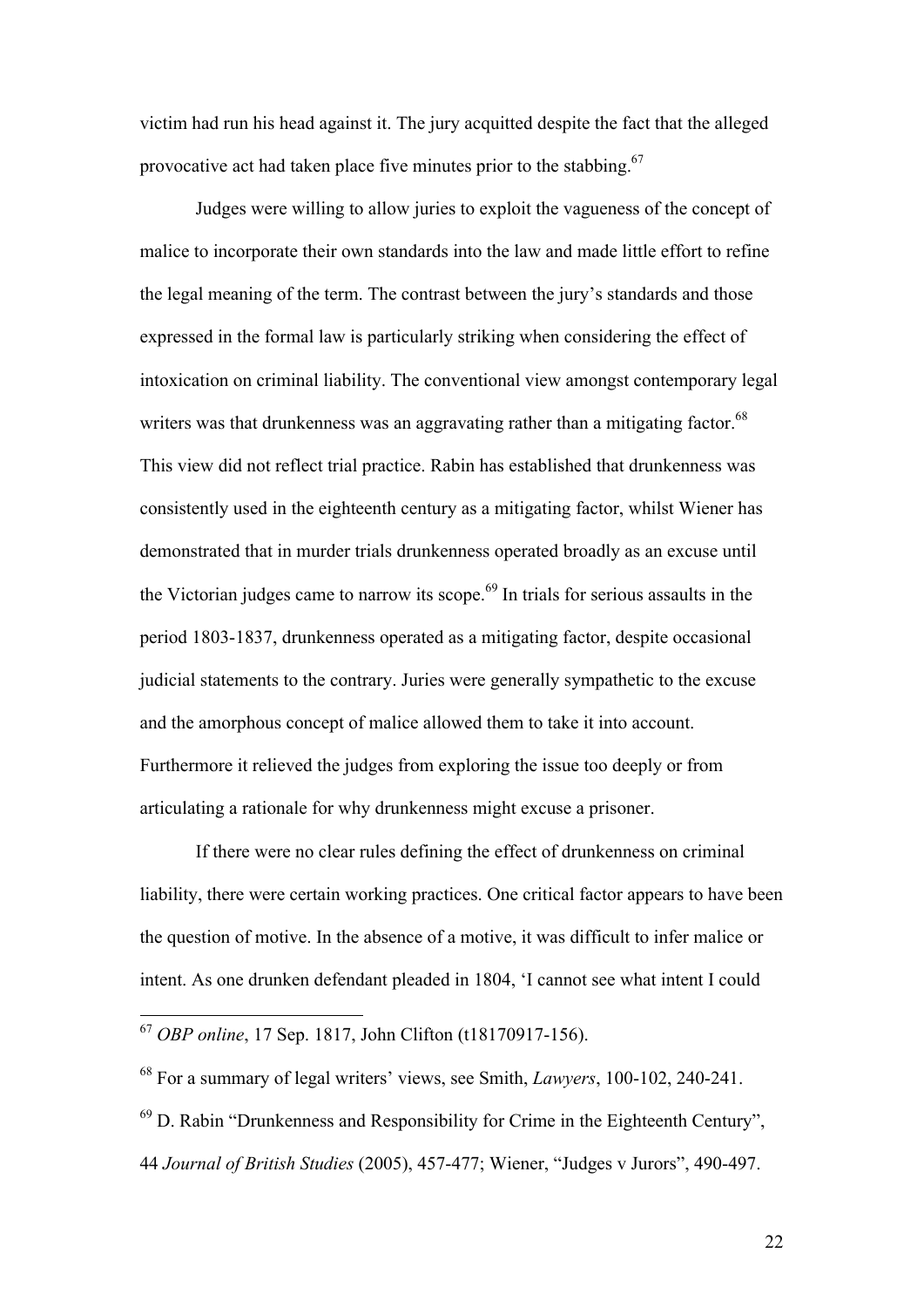victim had run his head against it. The jury acquitted despite the fact that the alleged provocative act had taken place five minutes prior to the stabbing.[67]

Judges were willing to allow juries to exploit the vagueness of the concept of malice to incorporate their own standards into the law and made little effort to refine the legal meaning of the term. The contrast between the jury's standards and those expressed in the formal law is particularly striking when considering the effect of intoxication on criminal liability. The conventional view amongst contemporary legal writers was that drunkenness was an aggravating rather than a mitigating factor.[68] This view did not reflect trial practice. Rabin has established that drunkenness was consistently used in the eighteenth century as a mitigating factor, whilst Wiener has demonstrated that in murder trials drunkenness operated broadly as an excuse until the Victorian judges came to narrow its scope.[69] In trials for serious assaults in the period 1803-1837, drunkenness operated as a mitigating factor, despite occasional judicial statements to the contrary. Juries were generally sympathetic to the excuse and the amorphous concept of malice allowed them to take it into account. Furthermore it relieved the judges from exploring the issue too deeply or from articulating a rationale for why drunkenness might excuse a prisoner.

If there were no clear rules defining the effect of drunkenness on criminal liability, there were certain working practices. One critical factor appears to have been the question of motive. In the absence of a motive, it was difficult to infer malice or intent. As one drunken defendant pleaded in 1804, 'I cannot see what intent I could

---

[67] *OBP online*, 17 Sep. 1817, John Clifton (t18170917-156).

[68] For a summary of legal writers' views, see Smith, *Lawyers*, 100-102, 240-241.

[69] D. Rabin "Drunkenness and Responsibility for Crime in the Eighteenth Century", 44 *Journal of British Studies* (2005), 457-477; Wiener, "Judges v Jurors", 490-497.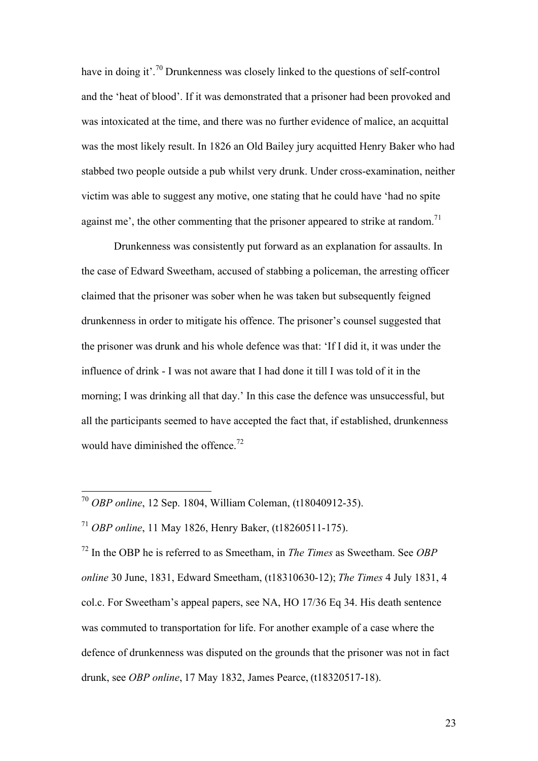have in doing it'.[70] Drunkenness was closely linked to the questions of self-control and the 'heat of blood'. If it was demonstrated that a prisoner had been provoked and was intoxicated at the time, and there was no further evidence of malice, an acquittal was the most likely result. In 1826 an Old Bailey jury acquitted Henry Baker who had stabbed two people outside a pub whilst very drunk. Under cross-examination, neither victim was able to suggest any motive, one stating that he could have 'had no spite against me', the other commenting that the prisoner appeared to strike at random.[71]

Drunkenness was consistently put forward as an explanation for assaults. In the case of Edward Sweetham, accused of stabbing a policeman, the arresting officer claimed that the prisoner was sober when he was taken but subsequently feigned drunkenness in order to mitigate his offence. The prisoner's counsel suggested that the prisoner was drunk and his whole defence was that: 'If I did it, it was under the influence of drink - I was not aware that I had done it till I was told of it in the morning; I was drinking all that day.' In this case the defence was unsuccessful, but all the participants seemed to have accepted the fact that, if established, drunkenness would have diminished the offence.[72]

---

[70] *OBP online*, 12 Sep. 1804, William Coleman, (t18040912-35).

[71] *OBP online*, 11 May 1826, Henry Baker, (t18260511-175).

[72] In the OBP he is referred to as Smeetham, in *The Times* as Sweetham. See *OBP online* 30 June, 1831, Edward Smeetham, (t18310630-12); *The Times* 4 July 1831, 4 col.c. For Sweetham's appeal papers, see NA, HO 17/36 Eq 34. His death sentence was commuted to transportation for life. For another example of a case where the defence of drunkenness was disputed on the grounds that the prisoner was not in fact drunk, see *OBP online*, 17 May 1832, James Pearce, (t18320517-18).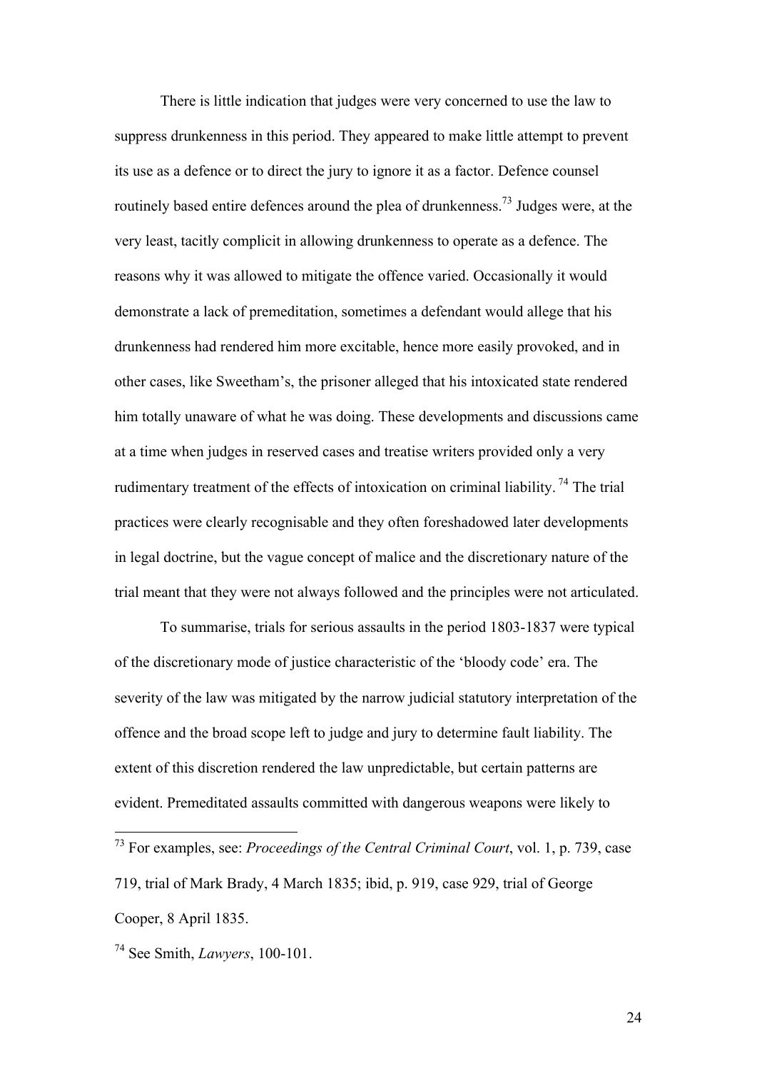There is little indication that judges were very concerned to use the law to suppress drunkenness in this period. They appeared to make little attempt to prevent its use as a defence or to direct the jury to ignore it as a factor. Defence counsel routinely based entire defences around the plea of drunkenness.[73] Judges were, at the very least, tacitly complicit in allowing drunkenness to operate as a defence. The reasons why it was allowed to mitigate the offence varied. Occasionally it would demonstrate a lack of premeditation, sometimes a defendant would allege that his drunkenness had rendered him more excitable, hence more easily provoked, and in other cases, like Sweetham's, the prisoner alleged that his intoxicated state rendered him totally unaware of what he was doing. These developments and discussions came at a time when judges in reserved cases and treatise writers provided only a very rudimentary treatment of the effects of intoxication on criminal liability.[74] The trial practices were clearly recognisable and they often foreshadowed later developments in legal doctrine, but the vague concept of malice and the discretionary nature of the trial meant that they were not always followed and the principles were not articulated.

To summarise, trials for serious assaults in the period 1803-1837 were typical of the discretionary mode of justice characteristic of the 'bloody code' era. The severity of the law was mitigated by the narrow judicial statutory interpretation of the offence and the broad scope left to judge and jury to determine fault liability. The extent of this discretion rendered the law unpredictable, but certain patterns are evident. Premeditated assaults committed with dangerous weapons were likely to

---

[73] For examples, see: *Proceedings of the Central Criminal Court*, vol. 1, p. 739, case 719, trial of Mark Brady, 4 March 1835; ibid, p. 919, case 929, trial of George Cooper, 8 April 1835.

[74] See Smith, *Lawyers*, 100-101.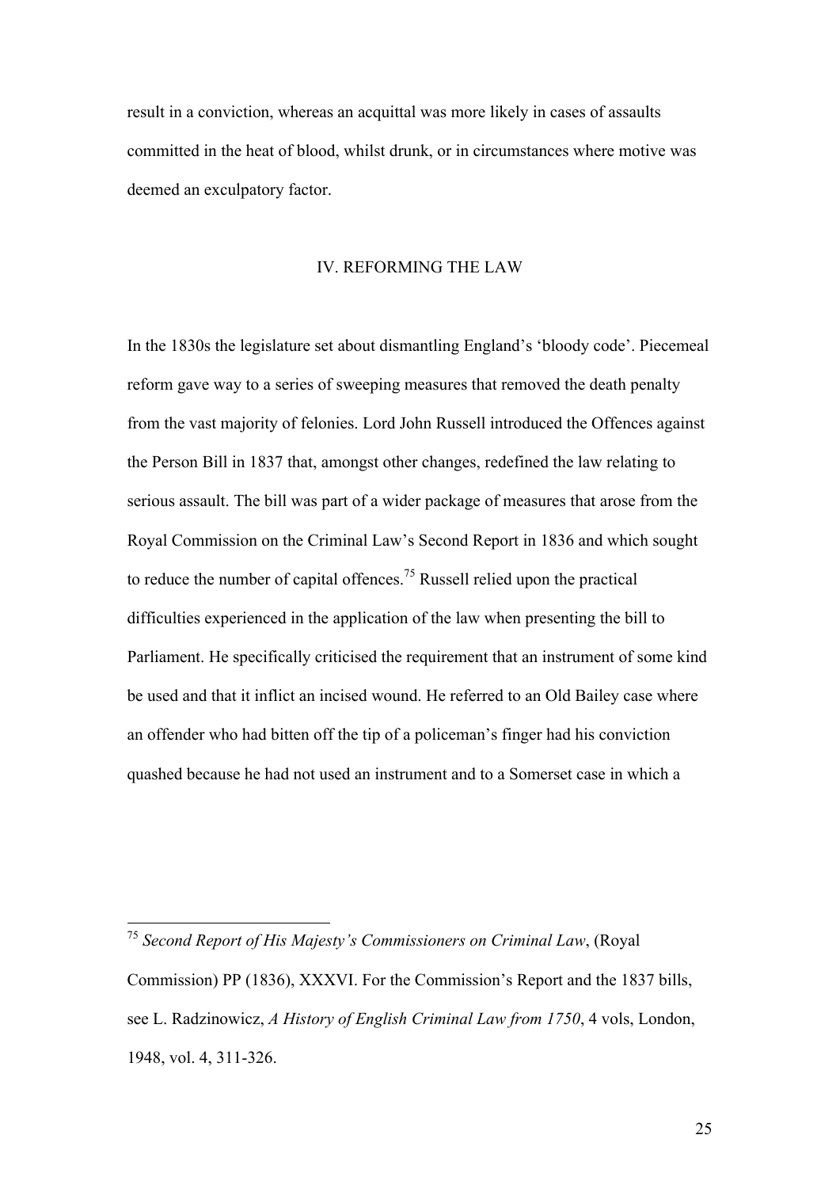result in a conviction, whereas an acquittal was more likely in cases of assaults committed in the heat of blood, whilst drunk, or in circumstances where motive was deemed an exculpatory factor.

## IV. REFORMING THE LAW

In the 1830s the legislature set about dismantling England's 'bloody code'. Piecemeal reform gave way to a series of sweeping measures that removed the death penalty from the vast majority of felonies. Lord John Russell introduced the Offences against the Person Bill in 1837 that, amongst other changes, redefined the law relating to serious assault. The bill was part of a wider package of measures that arose from the Royal Commission on the Criminal Law's Second Report in 1836 and which sought to reduce the number of capital offences.[75] Russell relied upon the practical difficulties experienced in the application of the law when presenting the bill to Parliament. He specifically criticised the requirement that an instrument of some kind be used and that it inflict an incised wound. He referred to an Old Bailey case where an offender who had bitten off the tip of a policeman's finger had his conviction quashed because he had not used an instrument and to a Somerset case in which a

---

[75] *Second Report of His Majesty's Commissioners on Criminal Law*, (Royal Commission) PP (1836), XXXVI. For the Commission's Report and the 1837 bills, see L. Radzinowicz, *A History of English Criminal Law from 1750*, 4 vols, London, 1948, vol. 4, 311-326.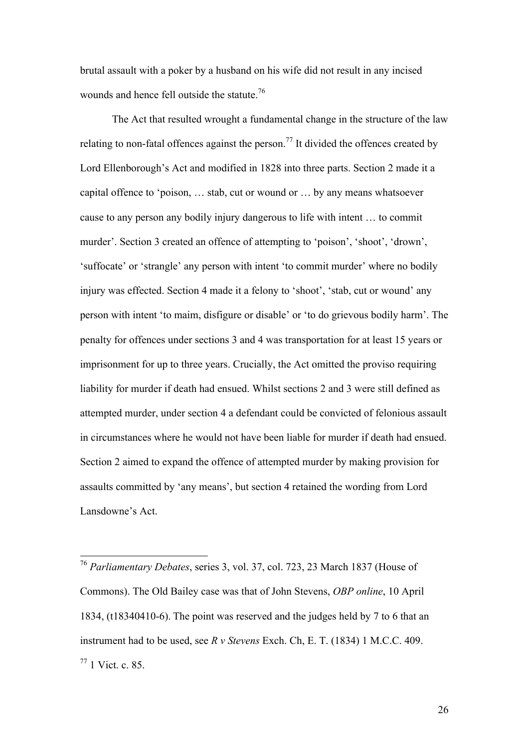brutal assault with a poker by a husband on his wife did not result in any incised wounds and hence fell outside the statute.[76]

The Act that resulted wrought a fundamental change in the structure of the law relating to non-fatal offences against the person.[77] It divided the offences created by Lord Ellenborough's Act and modified in 1828 into three parts. Section 2 made it a capital offence to 'poison, … stab, cut or wound or … by any means whatsoever cause to any person any bodily injury dangerous to life with intent … to commit murder'. Section 3 created an offence of attempting to 'poison', 'shoot', 'drown', 'suffocate' or 'strangle' any person with intent 'to commit murder' where no bodily injury was effected. Section 4 made it a felony to 'shoot', 'stab, cut or wound' any person with intent 'to maim, disfigure or disable' or 'to do grievous bodily harm'. The penalty for offences under sections 3 and 4 was transportation for at least 15 years or imprisonment for up to three years. Crucially, the Act omitted the proviso requiring liability for murder if death had ensued. Whilst sections 2 and 3 were still defined as attempted murder, under section 4 a defendant could be convicted of felonious assault in circumstances where he would not have been liable for murder if death had ensued. Section 2 aimed to expand the offence of attempted murder by making provision for assaults committed by 'any means', but section 4 retained the wording from Lord Lansdowne's Act.

---

[76] *Parliamentary Debates*, series 3, vol. 37, col. 723, 23 March 1837 (House of Commons). The Old Bailey case was that of John Stevens, *OBP online*, 10 April 1834, (t18340410-6). The point was reserved and the judges held by 7 to 6 that an instrument had to be used, see *R v Stevens* Exch. Ch, E. T. (1834) 1 M.C.C. 409.

[77] 1 Vict. c. 85.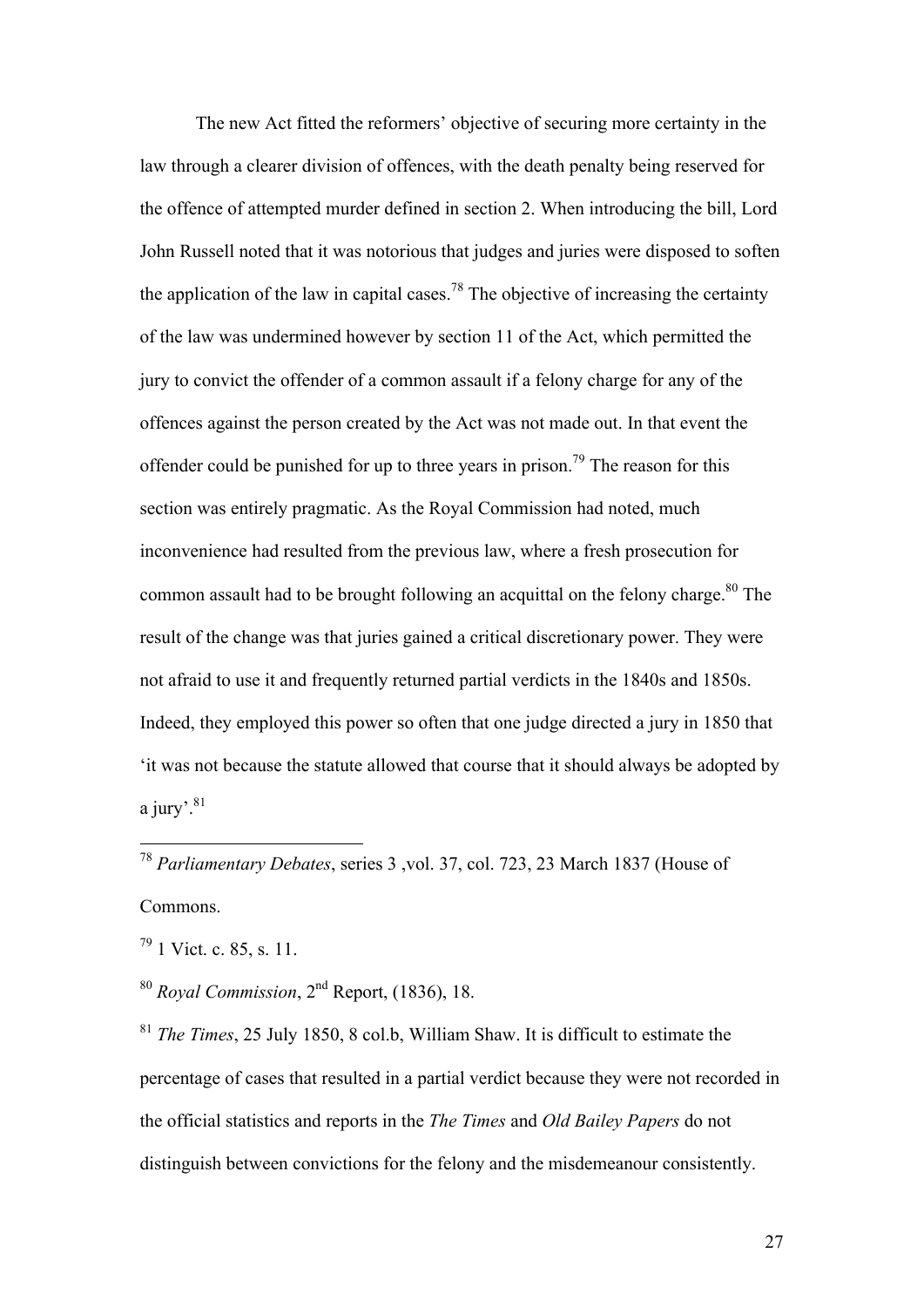The new Act fitted the reformers' objective of securing more certainty in the law through a clearer division of offences, with the death penalty being reserved for the offence of attempted murder defined in section 2. When introducing the bill, Lord John Russell noted that it was notorious that judges and juries were disposed to soften the application of the law in capital cases.[78] The objective of increasing the certainty of the law was undermined however by section 11 of the Act, which permitted the jury to convict the offender of a common assault if a felony charge for any of the offences against the person created by the Act was not made out. In that event the offender could be punished for up to three years in prison.[79] The reason for this section was entirely pragmatic. As the Royal Commission had noted, much inconvenience had resulted from the previous law, where a fresh prosecution for common assault had to be brought following an acquittal on the felony charge.[80] The result of the change was that juries gained a critical discretionary power. They were not afraid to use it and frequently returned partial verdicts in the 1840s and 1850s. Indeed, they employed this power so often that one judge directed a jury in 1850 that 'it was not because the statute allowed that course that it should always be adopted by a jury'.[81]

---

[78] *Parliamentary Debates*, series 3 ,vol. 37, col. 723, 23 March 1837 (House of Commons.

[79] 1 Vict. c. 85, s. 11.

[80] *Royal Commission*, 2nd Report, (1836), 18.

[81] *The Times*, 25 July 1850, 8 col.b, William Shaw. It is difficult to estimate the percentage of cases that resulted in a partial verdict because they were not recorded in the official statistics and reports in the *The Times* and *Old Bailey Papers* do not distinguish between convictions for the felony and the misdemeanour consistently.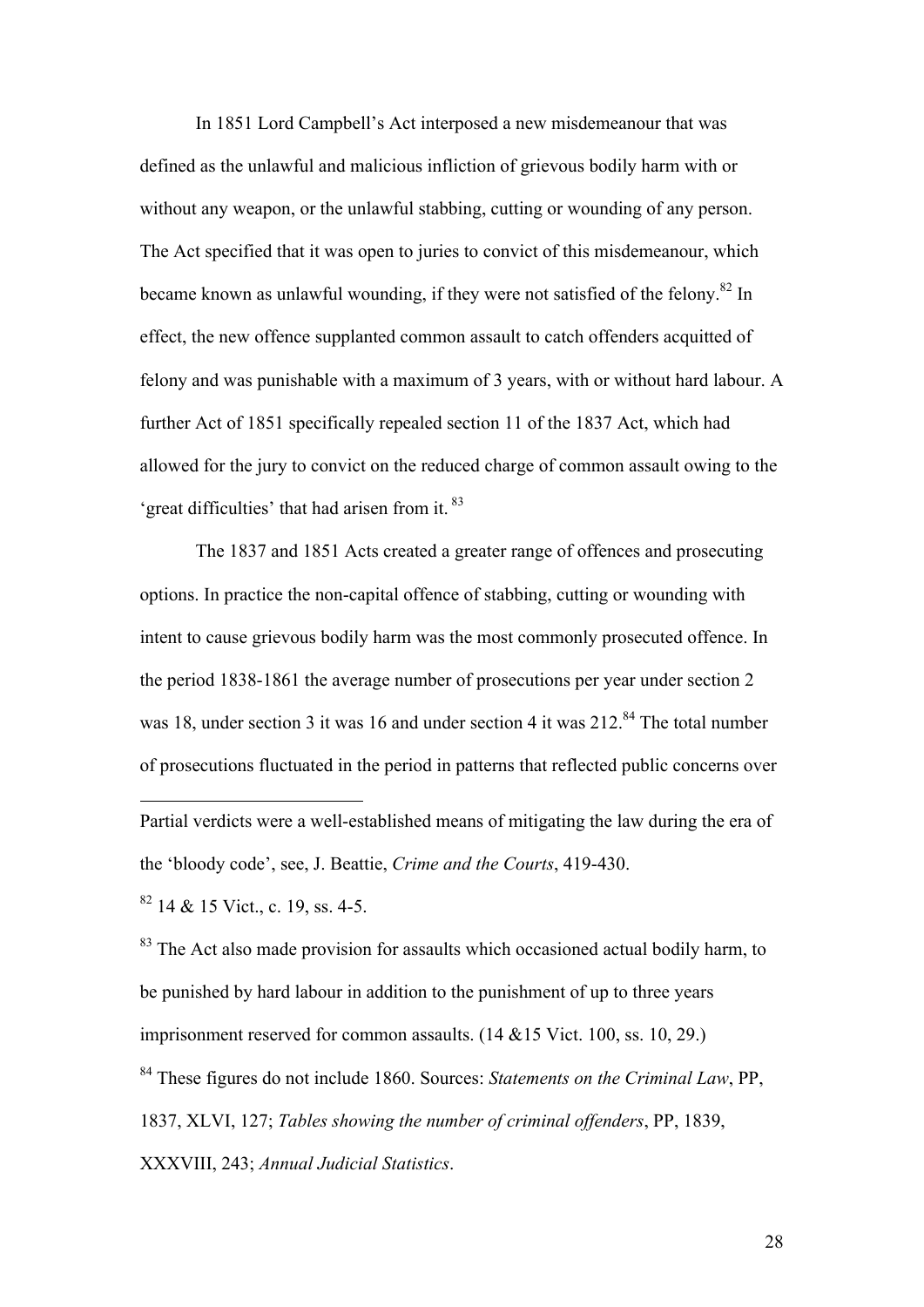In 1851 Lord Campbell's Act interposed a new misdemeanour that was defined as the unlawful and malicious infliction of grievous bodily harm with or without any weapon, or the unlawful stabbing, cutting or wounding of any person. The Act specified that it was open to juries to convict of this misdemeanour, which became known as unlawful wounding, if they were not satisfied of the felony.[82] In effect, the new offence supplanted common assault to catch offenders acquitted of felony and was punishable with a maximum of 3 years, with or without hard labour. A further Act of 1851 specifically repealed section 11 of the 1837 Act, which had allowed for the jury to convict on the reduced charge of common assault owing to the 'great difficulties' that had arisen from it.[83]

The 1837 and 1851 Acts created a greater range of offences and prosecuting options. In practice the non-capital offence of stabbing, cutting or wounding with intent to cause grievous bodily harm was the most commonly prosecuted offence. In the period 1838-1861 the average number of prosecutions per year under section 2 was 18, under section 3 it was 16 and under section 4 it was 212.[84] The total number of prosecutions fluctuated in the period in patterns that reflected public concerns over

---

Partial verdicts were a well-established means of mitigating the law during the era of the 'bloody code', see, J. Beattie, *Crime and the Courts*, 419-430.

[82] 14 & 15 Vict., c. 19, ss. 4-5.

[83] The Act also made provision for assaults which occasioned actual bodily harm, to be punished by hard labour in addition to the punishment of up to three years imprisonment reserved for common assaults. (14 &15 Vict. 100, ss. 10, 29.)

[84] These figures do not include 1860. Sources: *Statements on the Criminal Law*, PP, 1837, XLVI, 127; *Tables showing the number of criminal offenders*, PP, 1839, XXXVIII, 243; *Annual Judicial Statistics*.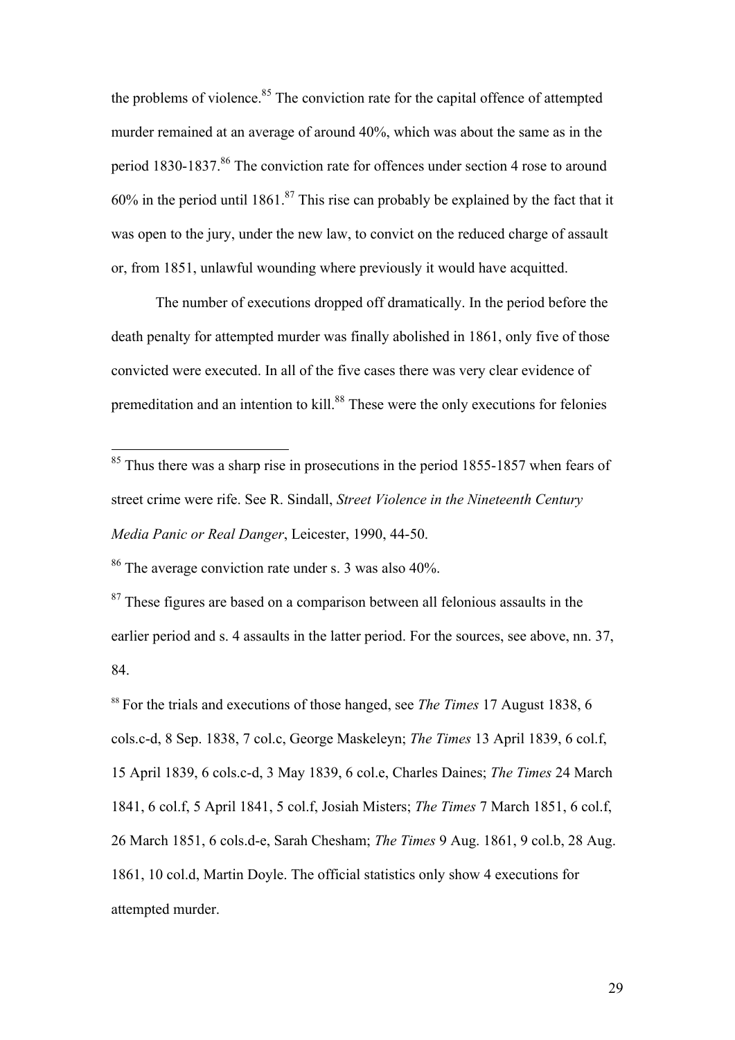the problems of violence.[85] The conviction rate for the capital offence of attempted murder remained at an average of around 40%, which was about the same as in the period 1830-1837.[86] The conviction rate for offences under section 4 rose to around 60% in the period until 1861.[87] This rise can probably be explained by the fact that it was open to the jury, under the new law, to convict on the reduced charge of assault or, from 1851, unlawful wounding where previously it would have acquitted.

The number of executions dropped off dramatically. In the period before the death penalty for attempted murder was finally abolished in 1861, only five of those convicted were executed. In all of the five cases there was very clear evidence of premeditation and an intention to kill.[88] These were the only executions for felonies

---

[85] Thus there was a sharp rise in prosecutions in the period 1855-1857 when fears of street crime were rife. See R. Sindall, *Street Violence in the Nineteenth Century Media Panic or Real Danger*, Leicester, 1990, 44-50.

[86] The average conviction rate under s. 3 was also 40%.

[87] These figures are based on a comparison between all felonious assaults in the earlier period and s. 4 assaults in the latter period. For the sources, see above, nn. 37, 84.

[88] For the trials and executions of those hanged, see *The Times* 17 August 1838, 6 cols.c-d, 8 Sep. 1838, 7 col.c, George Maskeleyn; *The Times* 13 April 1839, 6 col.f, 15 April 1839, 6 cols.c-d, 3 May 1839, 6 col.e, Charles Daines; *The Times* 24 March 1841, 6 col.f, 5 April 1841, 5 col.f, Josiah Misters; *The Times* 7 March 1851, 6 col.f, 26 March 1851, 6 cols.d-e, Sarah Chesham; *The Times* 9 Aug. 1861, 9 col.b, 28 Aug. 1861, 10 col.d, Martin Doyle. The official statistics only show 4 executions for attempted murder.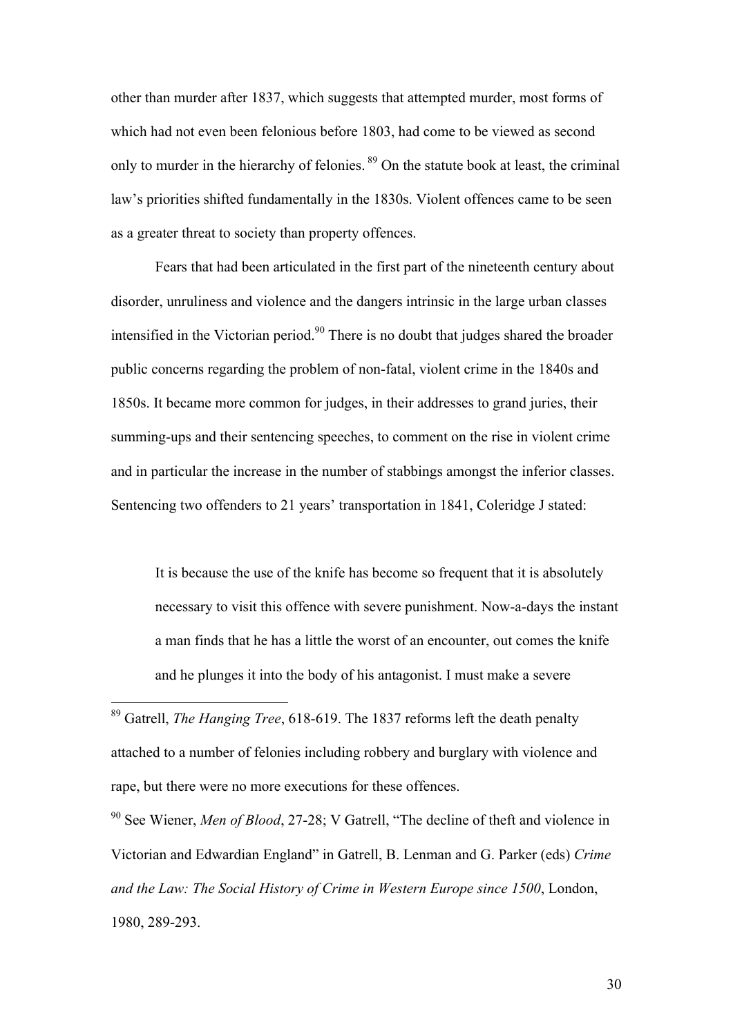other than murder after 1837, which suggests that attempted murder, most forms of which had not even been felonious before 1803, had come to be viewed as second only to murder in the hierarchy of felonies.[89] On the statute book at least, the criminal law's priorities shifted fundamentally in the 1830s. Violent offences came to be seen as a greater threat to society than property offences.

Fears that had been articulated in the first part of the nineteenth century about disorder, unruliness and violence and the dangers intrinsic in the large urban classes intensified in the Victorian period.[90] There is no doubt that judges shared the broader public concerns regarding the problem of non-fatal, violent crime in the 1840s and 1850s. It became more common for judges, in their addresses to grand juries, their summing-ups and their sentencing speeches, to comment on the rise in violent crime and in particular the increase in the number of stabbings amongst the inferior classes. Sentencing two offenders to 21 years' transportation in 1841, Coleridge J stated:

> It is because the use of the knife has become so frequent that it is absolutely necessary to visit this offence with severe punishment. Now-a-days the instant a man finds that he has a little the worst of an encounter, out comes the knife and he plunges it into the body of his antagonist. I must make a severe

---

[89] Gatrell, *The Hanging Tree*, 618-619. The 1837 reforms left the death penalty attached to a number of felonies including robbery and burglary with violence and rape, but there were no more executions for these offences.

[90] See Wiener, *Men of Blood*, 27-28; V Gatrell, "The decline of theft and violence in Victorian and Edwardian England" in Gatrell, B. Lenman and G. Parker (eds) *Crime and the Law: The Social History of Crime in Western Europe since 1500*, London, 1980, 289-293.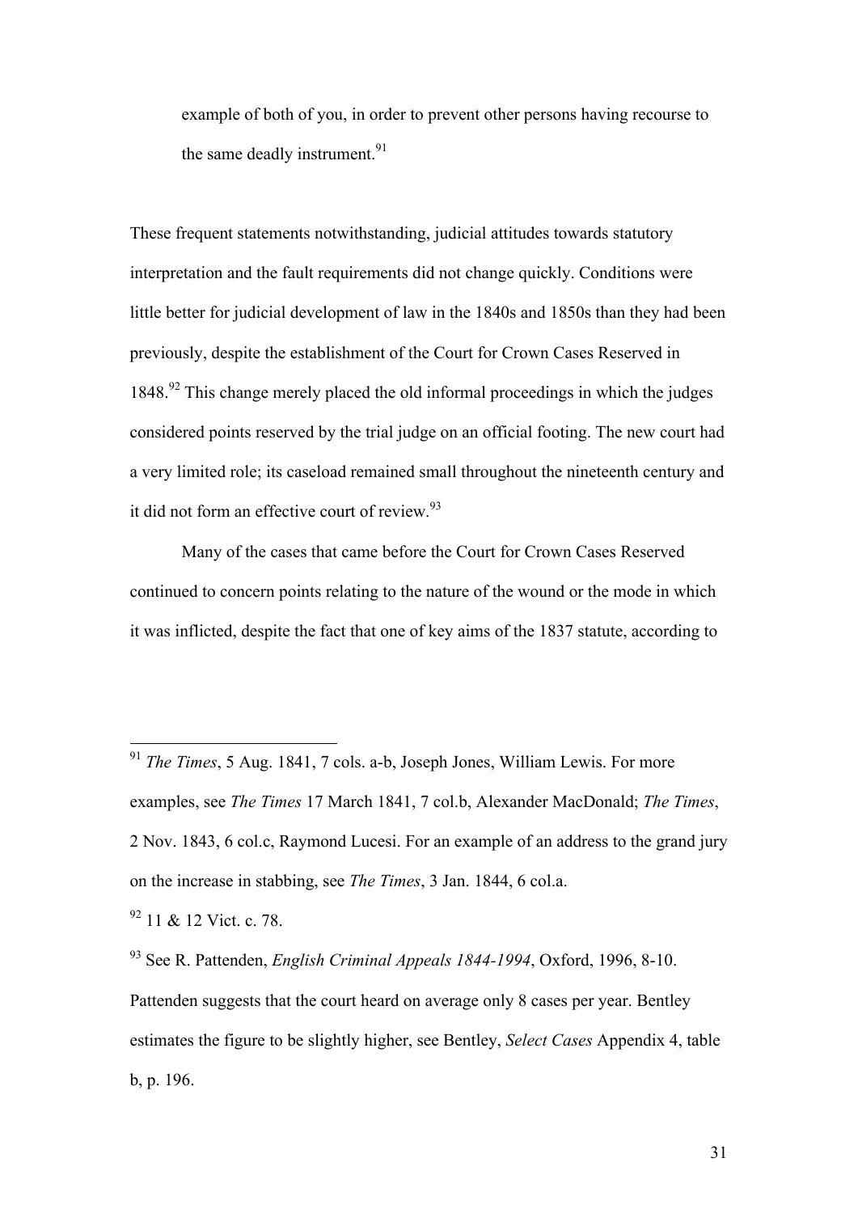> example of both of you, in order to prevent other persons having recourse to the same deadly instrument.[91]

These frequent statements notwithstanding, judicial attitudes towards statutory interpretation and the fault requirements did not change quickly. Conditions were little better for judicial development of law in the 1840s and 1850s than they had been previously, despite the establishment of the Court for Crown Cases Reserved in 1848.[92] This change merely placed the old informal proceedings in which the judges considered points reserved by the trial judge on an official footing. The new court had a very limited role; its caseload remained small throughout the nineteenth century and it did not form an effective court of review.[93]

Many of the cases that came before the Court for Crown Cases Reserved continued to concern points relating to the nature of the wound or the mode in which it was inflicted, despite the fact that one of key aims of the 1837 statute, according to

---

[91] *The Times*, 5 Aug. 1841, 7 cols. a-b, Joseph Jones, William Lewis. For more examples, see *The Times* 17 March 1841, 7 col.b, Alexander MacDonald; *The Times*, 2 Nov. 1843, 6 col.c, Raymond Lucesi. For an example of an address to the grand jury on the increase in stabbing, see *The Times*, 3 Jan. 1844, 6 col.a.

[92] 11 & 12 Vict. c. 78.

[93] See R. Pattenden, *English Criminal Appeals 1844-1994*, Oxford, 1996, 8-10. Pattenden suggests that the court heard on average only 8 cases per year. Bentley estimates the figure to be slightly higher, see Bentley, *Select Cases* Appendix 4, table b, p. 196.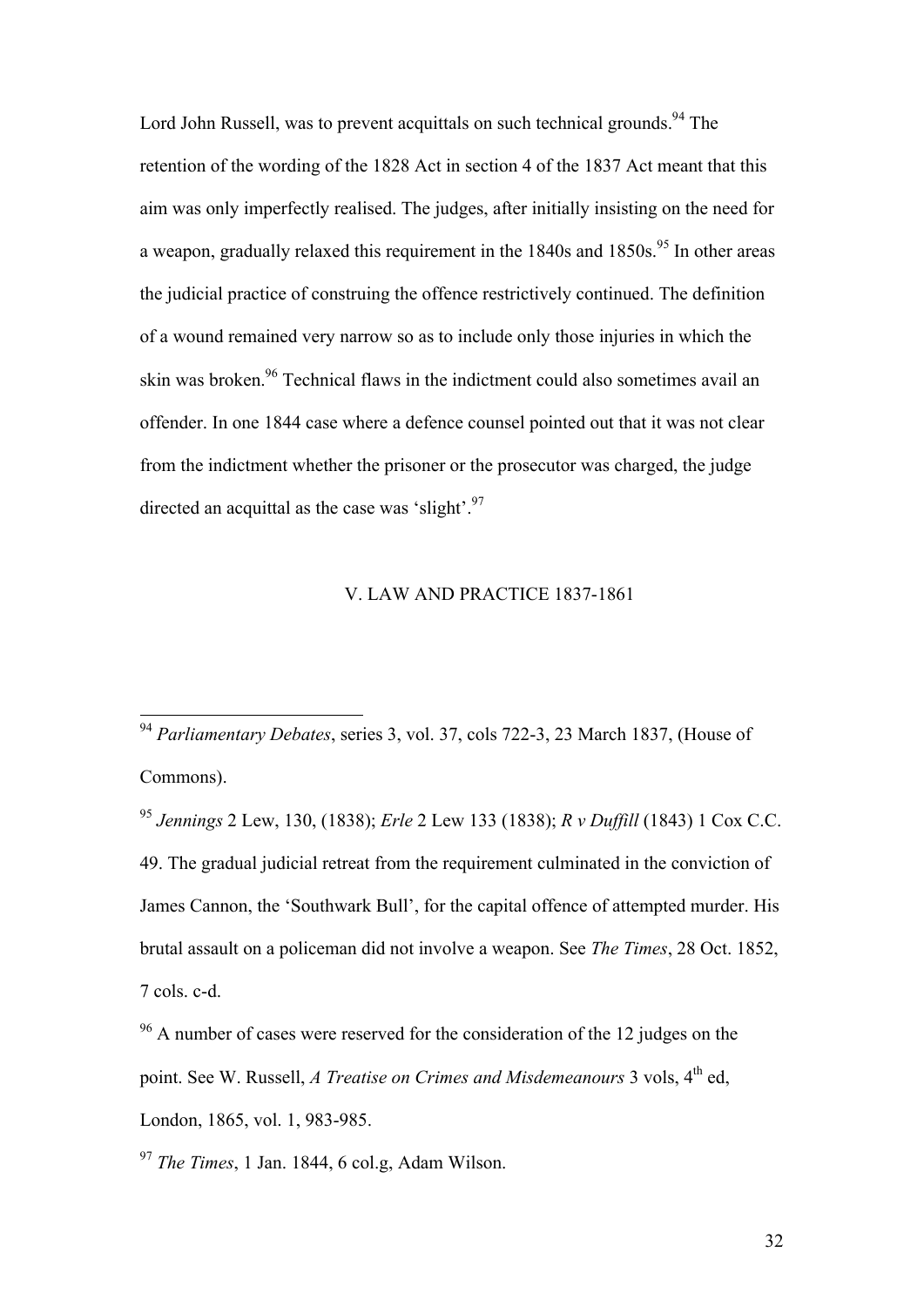Lord John Russell, was to prevent acquittals on such technical grounds.[94] The retention of the wording of the 1828 Act in section 4 of the 1837 Act meant that this aim was only imperfectly realised. The judges, after initially insisting on the need for a weapon, gradually relaxed this requirement in the 1840s and 1850s.[95] In other areas the judicial practice of construing the offence restrictively continued. The definition of a wound remained very narrow so as to include only those injuries in which the skin was broken.[96] Technical flaws in the indictment could also sometimes avail an offender. In one 1844 case where a defence counsel pointed out that it was not clear from the indictment whether the prisoner or the prosecutor was charged, the judge directed an acquittal as the case was 'slight'.[97]

## V. LAW AND PRACTICE 1837-1861

---

[94] *Parliamentary Debates*, series 3, vol. 37, cols 722-3, 23 March 1837, (House of Commons).

[95] *Jennings* 2 Lew, 130, (1838); *Erle* 2 Lew 133 (1838); *R v Duffill* (1843) 1 Cox C.C. 49. The gradual judicial retreat from the requirement culminated in the conviction of James Cannon, the 'Southwark Bull', for the capital offence of attempted murder. His brutal assault on a policeman did not involve a weapon. See *The Times*, 28 Oct. 1852, 7 cols. c-d.

[96] A number of cases were reserved for the consideration of the 12 judges on the point. See W. Russell, *A Treatise on Crimes and Misdemeanours* 3 vols, 4th ed, London, 1865, vol. 1, 983-985.

[97] *The Times*, 1 Jan. 1844, 6 col.g, Adam Wilson.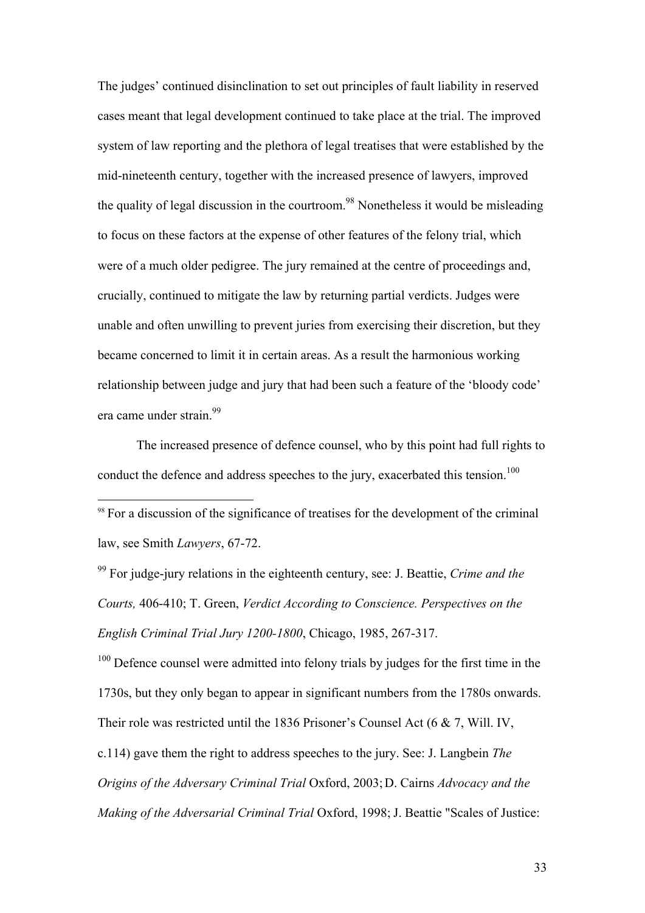The judges' continued disinclination to set out principles of fault liability in reserved cases meant that legal development continued to take place at the trial. The improved system of law reporting and the plethora of legal treatises that were established by the mid-nineteenth century, together with the increased presence of lawyers, improved the quality of legal discussion in the courtroom.[98] Nonetheless it would be misleading to focus on these factors at the expense of other features of the felony trial, which were of a much older pedigree. The jury remained at the centre of proceedings and, crucially, continued to mitigate the law by returning partial verdicts. Judges were unable and often unwilling to prevent juries from exercising their discretion, but they became concerned to limit it in certain areas. As a result the harmonious working relationship between judge and jury that had been such a feature of the 'bloody code' era came under strain.[99]

The increased presence of defence counsel, who by this point had full rights to conduct the defence and address speeches to the jury, exacerbated this tension.[100]

---

[98] For a discussion of the significance of treatises for the development of the criminal law, see Smith *Lawyers*, 67-72.

[99] For judge-jury relations in the eighteenth century, see: J. Beattie, *Crime and the Courts,* 406-410; T. Green, *Verdict According to Conscience. Perspectives on the English Criminal Trial Jury 1200-1800*, Chicago, 1985, 267-317.

[100] Defence counsel were admitted into felony trials by judges for the first time in the 1730s, but they only began to appear in significant numbers from the 1780s onwards. Their role was restricted until the 1836 Prisoner's Counsel Act (6 & 7, Will. IV, c.114) gave them the right to address speeches to the jury. See: J. Langbein *The Origins of the Adversary Criminal Trial* Oxford, 2003; D. Cairns *Advocacy and the Making of the Adversarial Criminal Trial* Oxford, 1998; J. Beattie "Scales of Justice: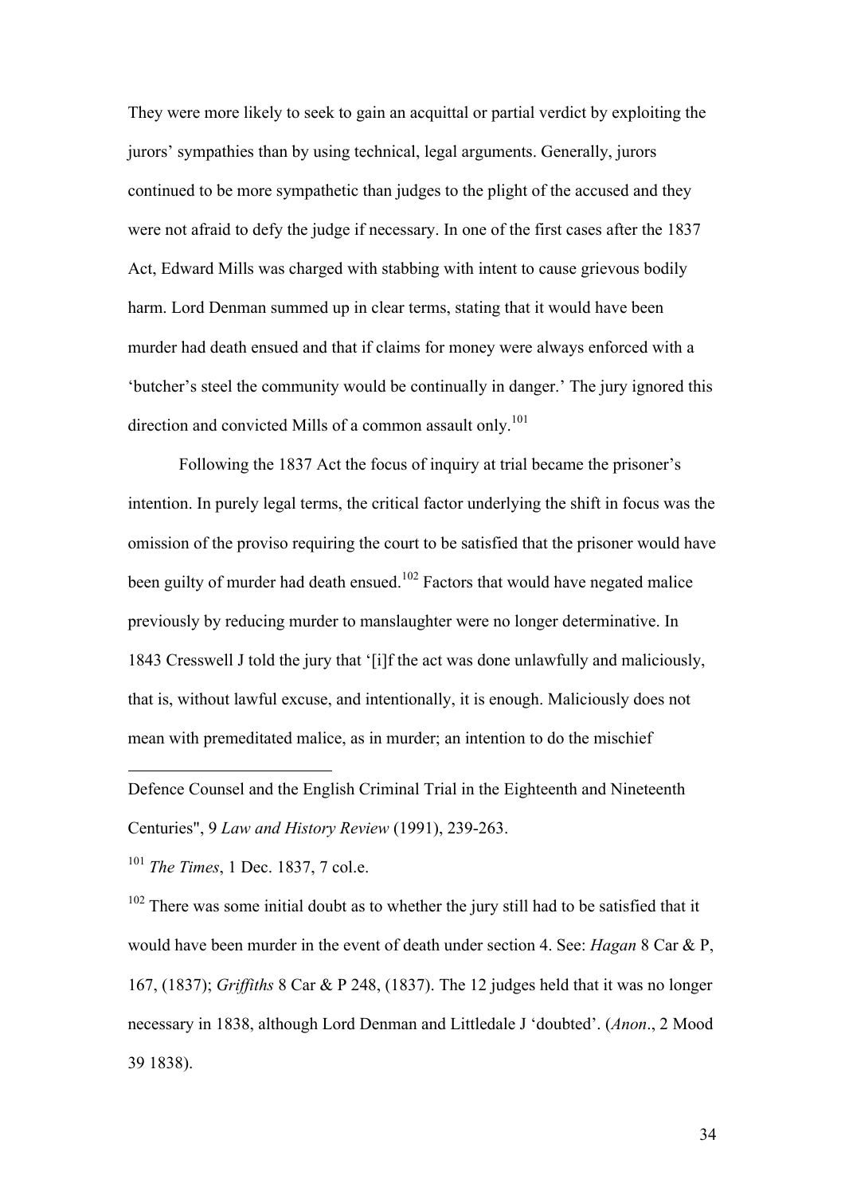They were more likely to seek to gain an acquittal or partial verdict by exploiting the jurors' sympathies than by using technical, legal arguments. Generally, jurors continued to be more sympathetic than judges to the plight of the accused and they were not afraid to defy the judge if necessary. In one of the first cases after the 1837 Act, Edward Mills was charged with stabbing with intent to cause grievous bodily harm. Lord Denman summed up in clear terms, stating that it would have been murder had death ensued and that if claims for money were always enforced with a 'butcher's steel the community would be continually in danger.' The jury ignored this direction and convicted Mills of a common assault only.[101]

Following the 1837 Act the focus of inquiry at trial became the prisoner's intention. In purely legal terms, the critical factor underlying the shift in focus was the omission of the proviso requiring the court to be satisfied that the prisoner would have been guilty of murder had death ensued.[102] Factors that would have negated malice previously by reducing murder to manslaughter were no longer determinative. In 1843 Cresswell J told the jury that '[i]f the act was done unlawfully and maliciously, that is, without lawful excuse, and intentionally, it is enough. Maliciously does not mean with premeditated malice, as in murder; an intention to do the mischief

---

Defence Counsel and the English Criminal Trial in the Eighteenth and Nineteenth Centuries", 9 *Law and History Review* (1991), 239-263.

[101] *The Times*, 1 Dec. 1837, 7 col.e.

[102] There was some initial doubt as to whether the jury still had to be satisfied that it would have been murder in the event of death under section 4. See: *Hagan* 8 Car & P, 167, (1837); *Griffiths* 8 Car & P 248, (1837). The 12 judges held that it was no longer necessary in 1838, although Lord Denman and Littledale J 'doubted'. (*Anon*., 2 Mood 39 1838).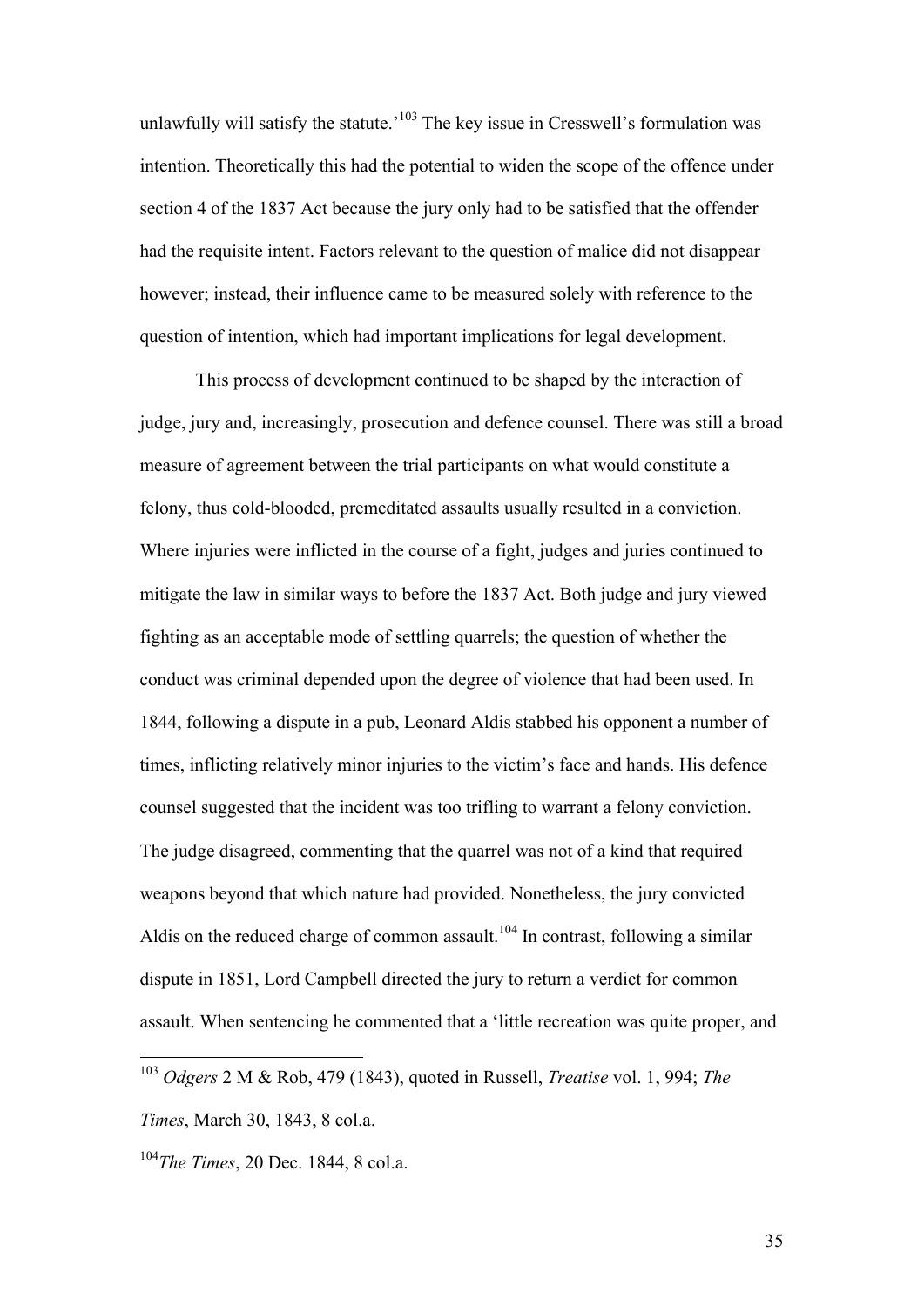unlawfully will satisfy the statute.'[103] The key issue in Cresswell's formulation was intention. Theoretically this had the potential to widen the scope of the offence under section 4 of the 1837 Act because the jury only had to be satisfied that the offender had the requisite intent. Factors relevant to the question of malice did not disappear however; instead, their influence came to be measured solely with reference to the question of intention, which had important implications for legal development.

This process of development continued to be shaped by the interaction of judge, jury and, increasingly, prosecution and defence counsel. There was still a broad measure of agreement between the trial participants on what would constitute a felony, thus cold-blooded, premeditated assaults usually resulted in a conviction. Where injuries were inflicted in the course of a fight, judges and juries continued to mitigate the law in similar ways to before the 1837 Act. Both judge and jury viewed fighting as an acceptable mode of settling quarrels; the question of whether the conduct was criminal depended upon the degree of violence that had been used. In 1844, following a dispute in a pub, Leonard Aldis stabbed his opponent a number of times, inflicting relatively minor injuries to the victim's face and hands. His defence counsel suggested that the incident was too trifling to warrant a felony conviction. The judge disagreed, commenting that the quarrel was not of a kind that required weapons beyond that which nature had provided. Nonetheless, the jury convicted Aldis on the reduced charge of common assault.[104] In contrast, following a similar dispute in 1851, Lord Campbell directed the jury to return a verdict for common assault. When sentencing he commented that a 'little recreation was quite proper, and

---

[103] *Odgers* 2 M & Rob, 479 (1843), quoted in Russell, *Treatise* vol. 1, 994; *The Times*, March 30, 1843, 8 col.a.

[104] *The Times*, 20 Dec. 1844, 8 col.a.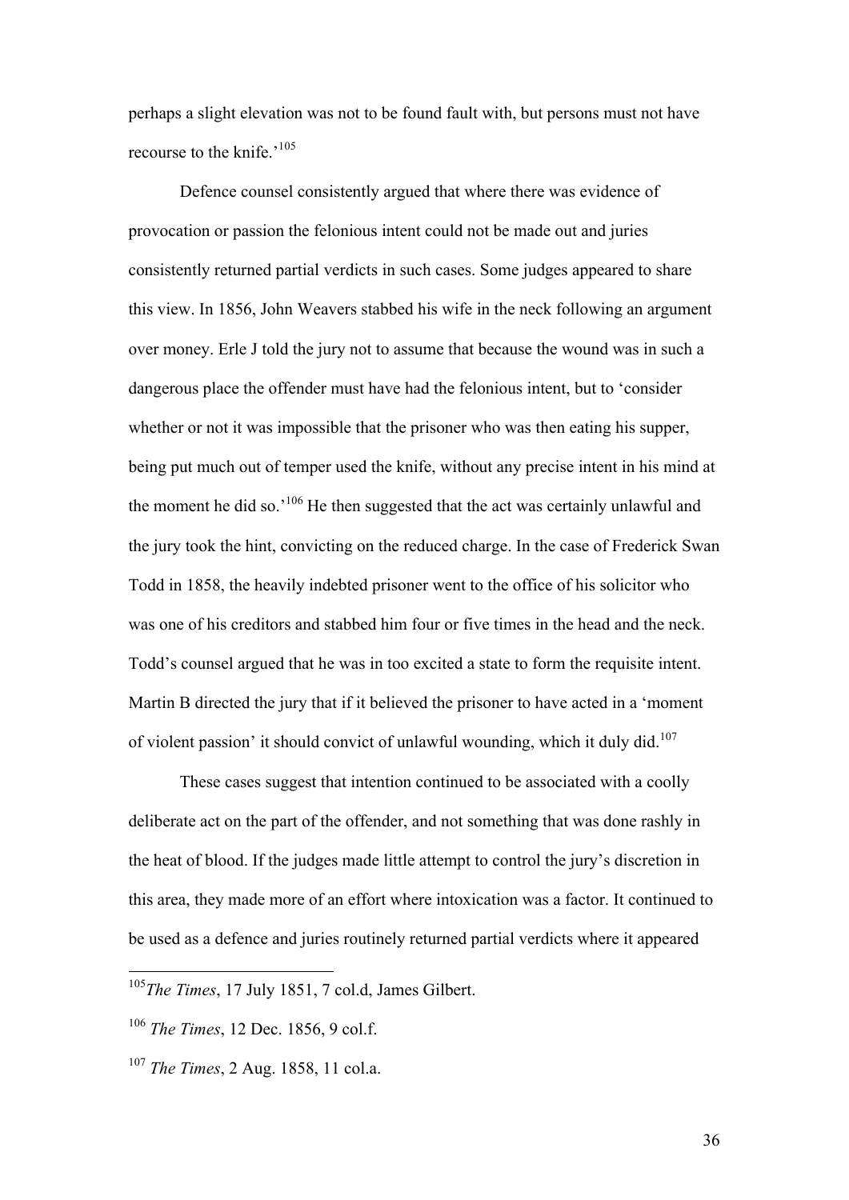perhaps a slight elevation was not to be found fault with, but persons must not have recourse to the knife.'[105]

Defence counsel consistently argued that where there was evidence of provocation or passion the felonious intent could not be made out and juries consistently returned partial verdicts in such cases. Some judges appeared to share this view. In 1856, John Weavers stabbed his wife in the neck following an argument over money. Erle J told the jury not to assume that because the wound was in such a dangerous place the offender must have had the felonious intent, but to 'consider whether or not it was impossible that the prisoner who was then eating his supper, being put much out of temper used the knife, without any precise intent in his mind at the moment he did so.'[106] He then suggested that the act was certainly unlawful and the jury took the hint, convicting on the reduced charge. In the case of Frederick Swan Todd in 1858, the heavily indebted prisoner went to the office of his solicitor who was one of his creditors and stabbed him four or five times in the head and the neck. Todd's counsel argued that he was in too excited a state to form the requisite intent. Martin B directed the jury that if it believed the prisoner to have acted in a 'moment of violent passion' it should convict of unlawful wounding, which it duly did.[107]

These cases suggest that intention continued to be associated with a coolly deliberate act on the part of the offender, and not something that was done rashly in the heat of blood. If the judges made little attempt to control the jury's discretion in this area, they made more of an effort where intoxication was a factor. It continued to be used as a defence and juries routinely returned partial verdicts where it appeared

---

[105] *The Times*, 17 July 1851, 7 col.d, James Gilbert.

[106] *The Times*, 12 Dec. 1856, 9 col.f.

[107] *The Times*, 2 Aug. 1858, 11 col.a.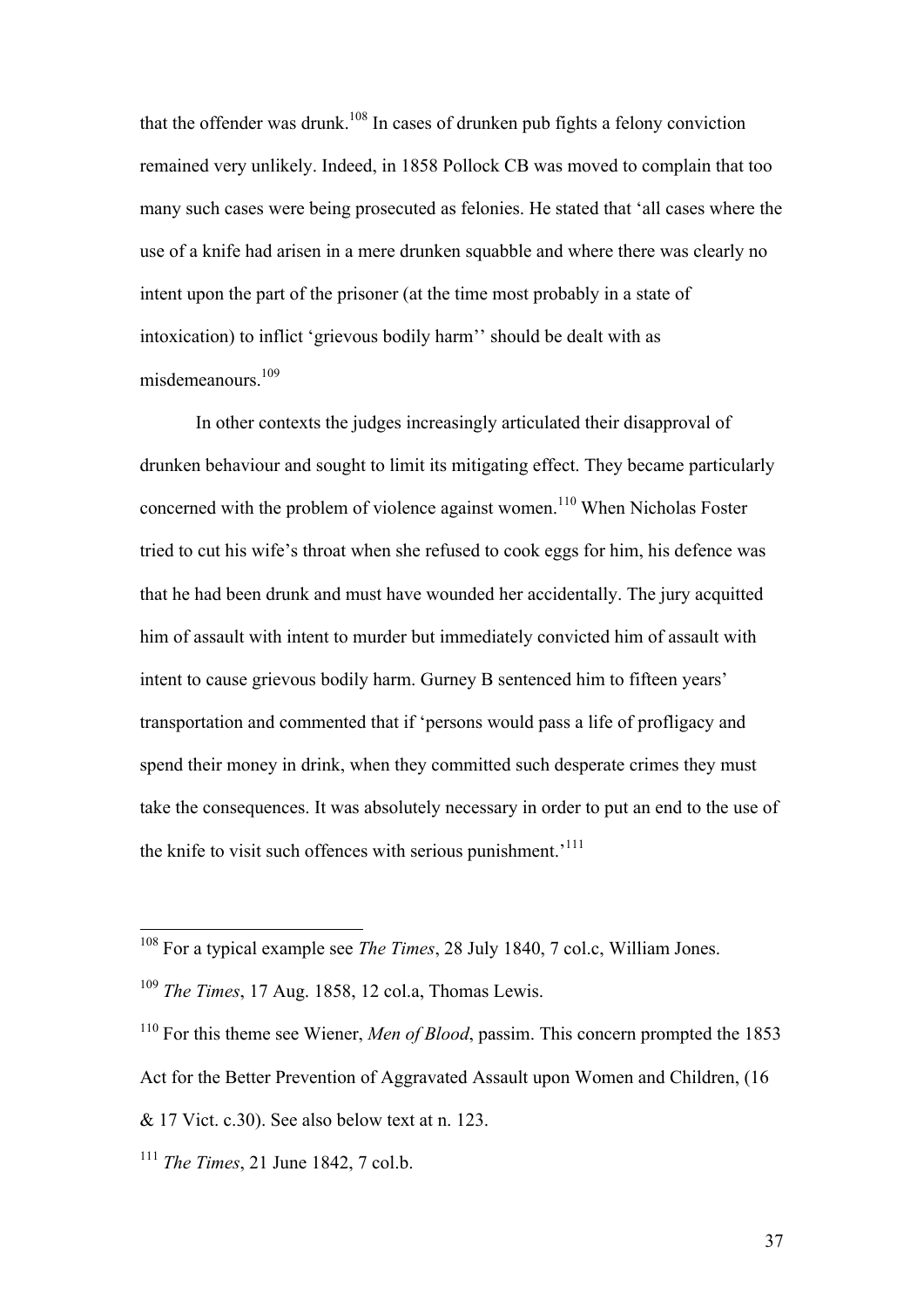that the offender was drunk.[108] In cases of drunken pub fights a felony conviction remained very unlikely. Indeed, in 1858 Pollock CB was moved to complain that too many such cases were being prosecuted as felonies. He stated that 'all cases where the use of a knife had arisen in a mere drunken squabble and where there was clearly no intent upon the part of the prisoner (at the time most probably in a state of intoxication) to inflict 'grievous bodily harm'' should be dealt with as misdemeanours.[109]

In other contexts the judges increasingly articulated their disapproval of drunken behaviour and sought to limit its mitigating effect. They became particularly concerned with the problem of violence against women.[110] When Nicholas Foster tried to cut his wife's throat when she refused to cook eggs for him, his defence was that he had been drunk and must have wounded her accidentally. The jury acquitted him of assault with intent to murder but immediately convicted him of assault with intent to cause grievous bodily harm. Gurney B sentenced him to fifteen years' transportation and commented that if 'persons would pass a life of profligacy and spend their money in drink, when they committed such desperate crimes they must take the consequences. It was absolutely necessary in order to put an end to the use of the knife to visit such offences with serious punishment.'[111]

---

[108] For a typical example see *The Times*, 28 July 1840, 7 col.c, William Jones.

[109] *The Times*, 17 Aug. 1858, 12 col.a, Thomas Lewis.

[110] For this theme see Wiener, *Men of Blood*, passim. This concern prompted the 1853 Act for the Better Prevention of Aggravated Assault upon Women and Children, (16 & 17 Vict. c.30). See also below text at n. 123.

[111] *The Times*, 21 June 1842, 7 col.b.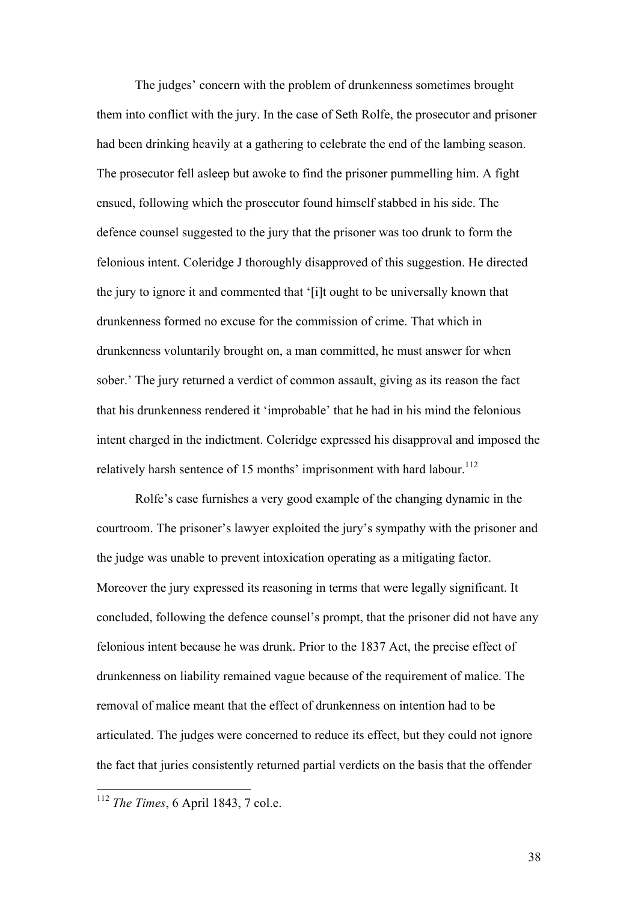The judges' concern with the problem of drunkenness sometimes brought them into conflict with the jury. In the case of Seth Rolfe, the prosecutor and prisoner had been drinking heavily at a gathering to celebrate the end of the lambing season. The prosecutor fell asleep but awoke to find the prisoner pummelling him. A fight ensued, following which the prosecutor found himself stabbed in his side. The defence counsel suggested to the jury that the prisoner was too drunk to form the felonious intent. Coleridge J thoroughly disapproved of this suggestion. He directed the jury to ignore it and commented that '[i]t ought to be universally known that drunkenness formed no excuse for the commission of crime. That which in drunkenness voluntarily brought on, a man committed, he must answer for when sober.' The jury returned a verdict of common assault, giving as its reason the fact that his drunkenness rendered it 'improbable' that he had in his mind the felonious intent charged in the indictment. Coleridge expressed his disapproval and imposed the relatively harsh sentence of 15 months' imprisonment with hard labour.[112]

Rolfe's case furnishes a very good example of the changing dynamic in the courtroom. The prisoner's lawyer exploited the jury's sympathy with the prisoner and the judge was unable to prevent intoxication operating as a mitigating factor. Moreover the jury expressed its reasoning in terms that were legally significant. It concluded, following the defence counsel's prompt, that the prisoner did not have any felonious intent because he was drunk. Prior to the 1837 Act, the precise effect of drunkenness on liability remained vague because of the requirement of malice. The removal of malice meant that the effect of drunkenness on intention had to be articulated. The judges were concerned to reduce its effect, but they could not ignore the fact that juries consistently returned partial verdicts on the basis that the offender

---

[112] *The Times*, 6 April 1843, 7 col.e.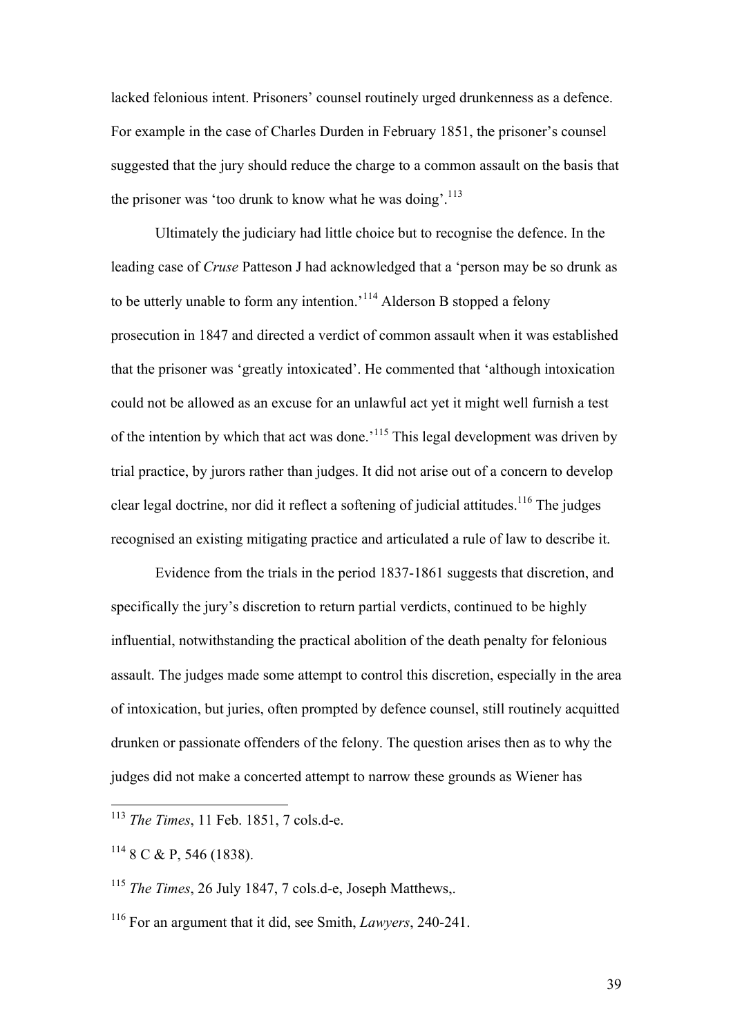lacked felonious intent. Prisoners' counsel routinely urged drunkenness as a defence. For example in the case of Charles Durden in February 1851, the prisoner's counsel suggested that the jury should reduce the charge to a common assault on the basis that the prisoner was 'too drunk to know what he was doing'.[113]

Ultimately the judiciary had little choice but to recognise the defence. In the leading case of *Cruse* Patteson J had acknowledged that a 'person may be so drunk as to be utterly unable to form any intention.'[114] Alderson B stopped a felony prosecution in 1847 and directed a verdict of common assault when it was established that the prisoner was 'greatly intoxicated'. He commented that 'although intoxication could not be allowed as an excuse for an unlawful act yet it might well furnish a test of the intention by which that act was done.'[115] This legal development was driven by trial practice, by jurors rather than judges. It did not arise out of a concern to develop clear legal doctrine, nor did it reflect a softening of judicial attitudes.[116] The judges recognised an existing mitigating practice and articulated a rule of law to describe it.

Evidence from the trials in the period 1837-1861 suggests that discretion, and specifically the jury's discretion to return partial verdicts, continued to be highly influential, notwithstanding the practical abolition of the death penalty for felonious assault. The judges made some attempt to control this discretion, especially in the area of intoxication, but juries, often prompted by defence counsel, still routinely acquitted drunken or passionate offenders of the felony. The question arises then as to why the judges did not make a concerted attempt to narrow these grounds as Wiener has

---

[113] *The Times*, 11 Feb. 1851, 7 cols.d-e.

[114] 8 C & P, 546 (1838).

[115] *The Times*, 26 July 1847, 7 cols.d-e, Joseph Matthews,.

[116] For an argument that it did, see Smith, *Lawyers*, 240-241.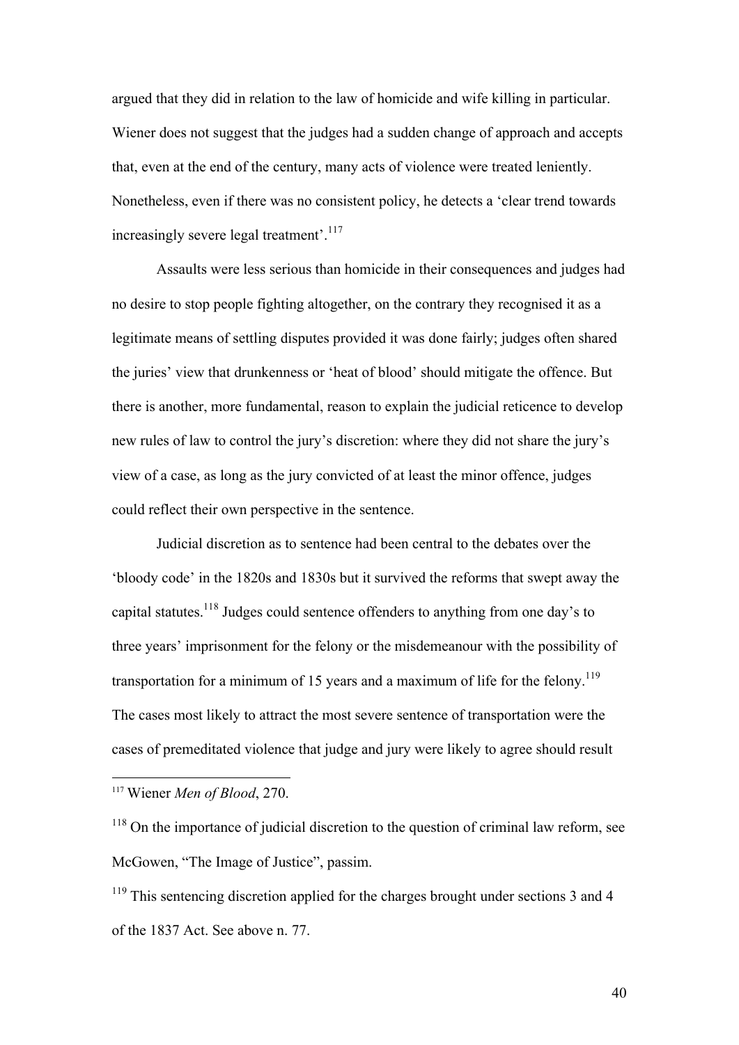argued that they did in relation to the law of homicide and wife killing in particular. Wiener does not suggest that the judges had a sudden change of approach and accepts that, even at the end of the century, many acts of violence were treated leniently. Nonetheless, even if there was no consistent policy, he detects a 'clear trend towards increasingly severe legal treatment'.[117]

Assaults were less serious than homicide in their consequences and judges had no desire to stop people fighting altogether, on the contrary they recognised it as a legitimate means of settling disputes provided it was done fairly; judges often shared the juries' view that drunkenness or 'heat of blood' should mitigate the offence. But there is another, more fundamental, reason to explain the judicial reticence to develop new rules of law to control the jury's discretion: where they did not share the jury's view of a case, as long as the jury convicted of at least the minor offence, judges could reflect their own perspective in the sentence.

Judicial discretion as to sentence had been central to the debates over the 'bloody code' in the 1820s and 1830s but it survived the reforms that swept away the capital statutes.[118] Judges could sentence offenders to anything from one day's to three years' imprisonment for the felony or the misdemeanour with the possibility of transportation for a minimum of 15 years and a maximum of life for the felony.[119] The cases most likely to attract the most severe sentence of transportation were the cases of premeditated violence that judge and jury were likely to agree should result

---

[117] Wiener *Men of Blood*, 270.

[118] On the importance of judicial discretion to the question of criminal law reform, see McGowen, "The Image of Justice", passim.

[119] This sentencing discretion applied for the charges brought under sections 3 and 4 of the 1837 Act. See above n. 77.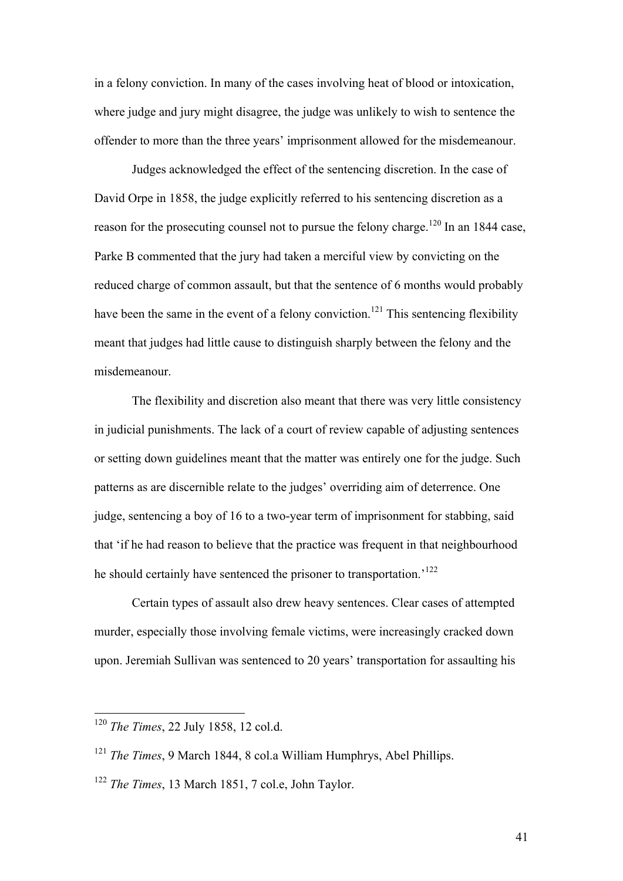in a felony conviction. In many of the cases involving heat of blood or intoxication, where judge and jury might disagree, the judge was unlikely to wish to sentence the offender to more than the three years' imprisonment allowed for the misdemeanour.

Judges acknowledged the effect of the sentencing discretion. In the case of David Orpe in 1858, the judge explicitly referred to his sentencing discretion as a reason for the prosecuting counsel not to pursue the felony charge.[120] In an 1844 case, Parke B commented that the jury had taken a merciful view by convicting on the reduced charge of common assault, but that the sentence of 6 months would probably have been the same in the event of a felony conviction.[121] This sentencing flexibility meant that judges had little cause to distinguish sharply between the felony and the misdemeanour.

The flexibility and discretion also meant that there was very little consistency in judicial punishments. The lack of a court of review capable of adjusting sentences or setting down guidelines meant that the matter was entirely one for the judge. Such patterns as are discernible relate to the judges' overriding aim of deterrence. One judge, sentencing a boy of 16 to a two-year term of imprisonment for stabbing, said that 'if he had reason to believe that the practice was frequent in that neighbourhood he should certainly have sentenced the prisoner to transportation.'[122]

Certain types of assault also drew heavy sentences. Clear cases of attempted murder, especially those involving female victims, were increasingly cracked down upon. Jeremiah Sullivan was sentenced to 20 years' transportation for assaulting his

---

[120] *The Times*, 22 July 1858, 12 col.d.

[121] *The Times*, 9 March 1844, 8 col.a William Humphrys, Abel Phillips.

[122] *The Times*, 13 March 1851, 7 col.e, John Taylor.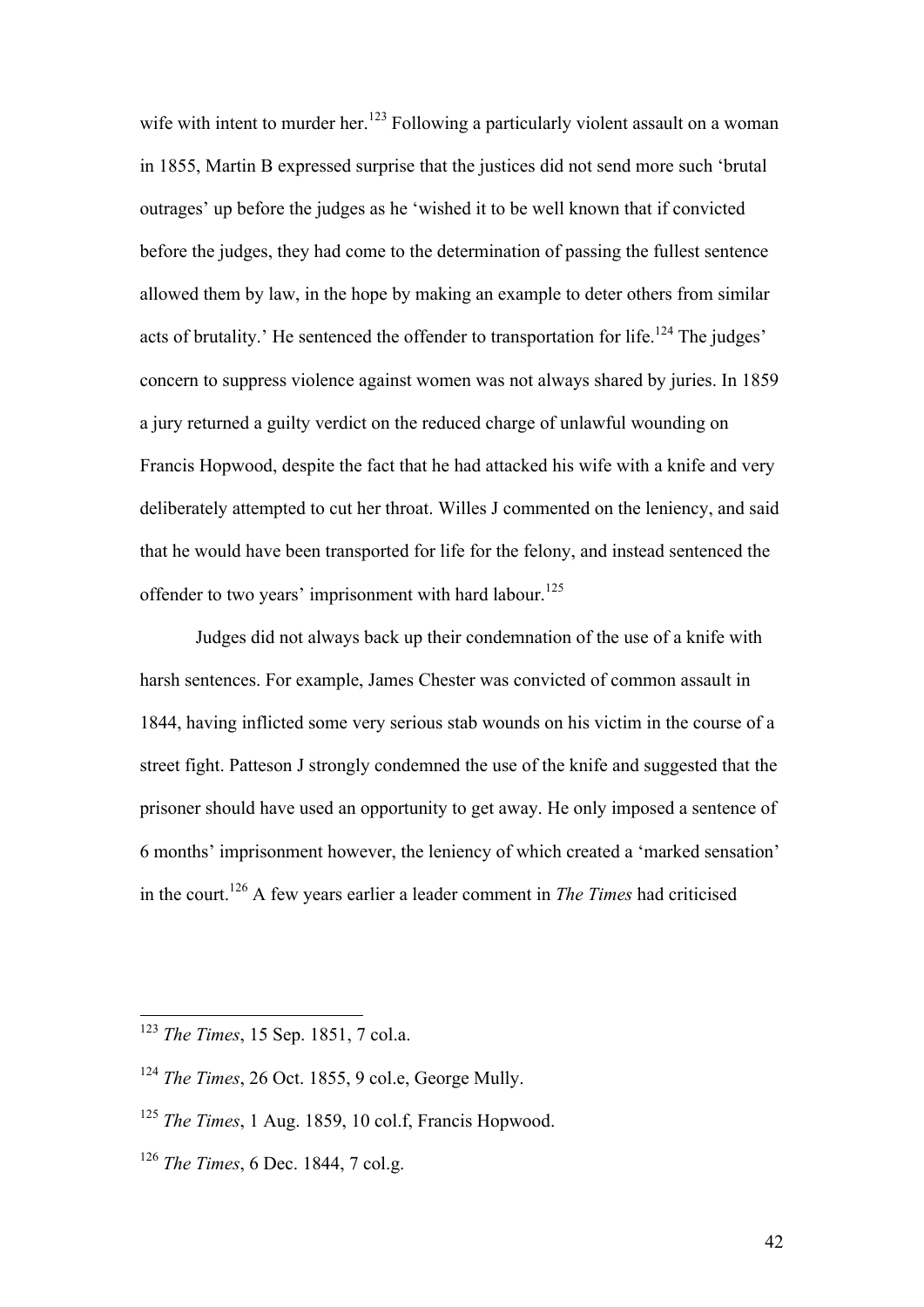wife with intent to murder her.[123] Following a particularly violent assault on a woman in 1855, Martin B expressed surprise that the justices did not send more such 'brutal outrages' up before the judges as he 'wished it to be well known that if convicted before the judges, they had come to the determination of passing the fullest sentence allowed them by law, in the hope by making an example to deter others from similar acts of brutality.' He sentenced the offender to transportation for life.[124] The judges' concern to suppress violence against women was not always shared by juries. In 1859 a jury returned a guilty verdict on the reduced charge of unlawful wounding on Francis Hopwood, despite the fact that he had attacked his wife with a knife and very deliberately attempted to cut her throat. Willes J commented on the leniency, and said that he would have been transported for life for the felony, and instead sentenced the offender to two years' imprisonment with hard labour.[125]

Judges did not always back up their condemnation of the use of a knife with harsh sentences. For example, James Chester was convicted of common assault in 1844, having inflicted some very serious stab wounds on his victim in the course of a street fight. Patteson J strongly condemned the use of the knife and suggested that the prisoner should have used an opportunity to get away. He only imposed a sentence of 6 months' imprisonment however, the leniency of which created a 'marked sensation' in the court.[126] A few years earlier a leader comment in *The Times* had criticised

---

[123] *The Times*, 15 Sep. 1851, 7 col.a.

[124] *The Times*, 26 Oct. 1855, 9 col.e, George Mully.

[125] *The Times*, 1 Aug. 1859, 10 col.f, Francis Hopwood.

[126] *The Times*, 6 Dec. 1844, 7 col.g.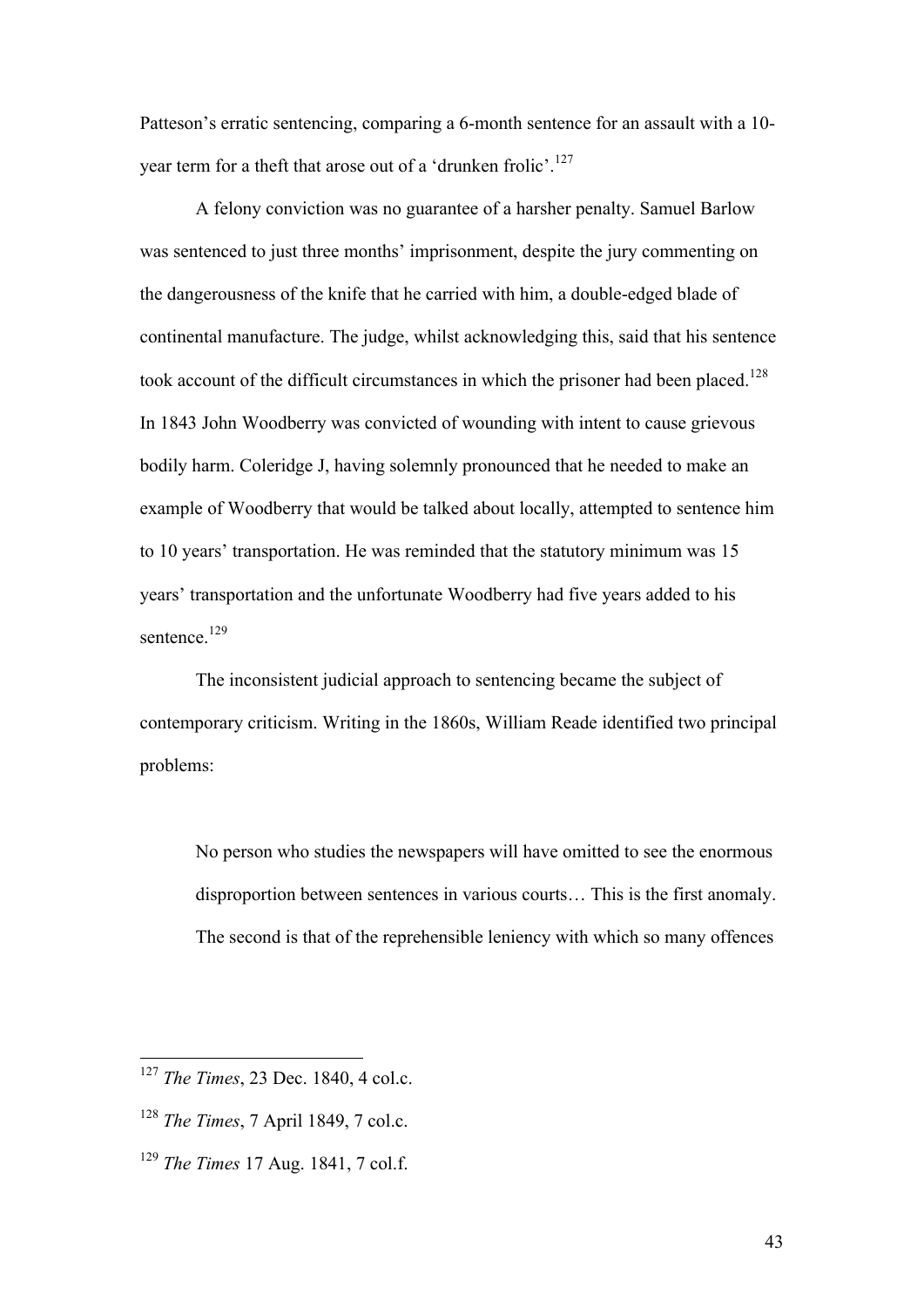Patteson's erratic sentencing, comparing a 6-month sentence for an assault with a 10-year term for a theft that arose out of a 'drunken frolic'.[127]

A felony conviction was no guarantee of a harsher penalty. Samuel Barlow was sentenced to just three months' imprisonment, despite the jury commenting on the dangerousness of the knife that he carried with him, a double-edged blade of continental manufacture. The judge, whilst acknowledging this, said that his sentence took account of the difficult circumstances in which the prisoner had been placed.[128] In 1843 John Woodberry was convicted of wounding with intent to cause grievous bodily harm. Coleridge J, having solemnly pronounced that he needed to make an example of Woodberry that would be talked about locally, attempted to sentence him to 10 years' transportation. He was reminded that the statutory minimum was 15 years' transportation and the unfortunate Woodberry had five years added to his sentence.[129]

The inconsistent judicial approach to sentencing became the subject of contemporary criticism. Writing in the 1860s, William Reade identified two principal problems:

> No person who studies the newspapers will have omitted to see the enormous disproportion between sentences in various courts… This is the first anomaly. The second is that of the reprehensible leniency with which so many offences

---

[127] *The Times*, 23 Dec. 1840, 4 col.c.

[128] *The Times*, 7 April 1849, 7 col.c.

[129] *The Times* 17 Aug. 1841, 7 col.f.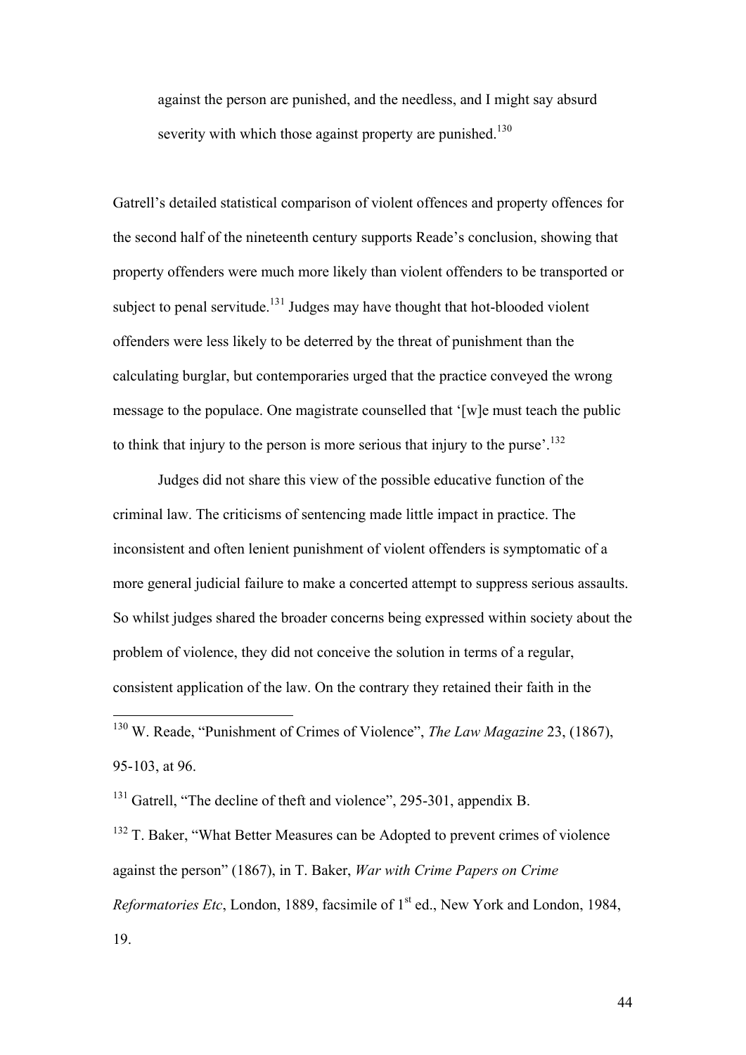> against the person are punished, and the needless, and I might say absurd severity with which those against property are punished.[130]

Gatrell's detailed statistical comparison of violent offences and property offences for the second half of the nineteenth century supports Reade's conclusion, showing that property offenders were much more likely than violent offenders to be transported or subject to penal servitude.[131] Judges may have thought that hot-blooded violent offenders were less likely to be deterred by the threat of punishment than the calculating burglar, but contemporaries urged that the practice conveyed the wrong message to the populace. One magistrate counselled that '[w]e must teach the public to think that injury to the person is more serious that injury to the purse'.[132]

Judges did not share this view of the possible educative function of the criminal law. The criticisms of sentencing made little impact in practice. The inconsistent and often lenient punishment of violent offenders is symptomatic of a more general judicial failure to make a concerted attempt to suppress serious assaults. So whilst judges shared the broader concerns being expressed within society about the problem of violence, they did not conceive the solution in terms of a regular, consistent application of the law. On the contrary they retained their faith in the

---

[130] W. Reade, "Punishment of Crimes of Violence", *The Law Magazine* 23, (1867), 95-103, at 96.

[131] Gatrell, "The decline of theft and violence", 295-301, appendix B.

[132] T. Baker, "What Better Measures can be Adopted to prevent crimes of violence against the person" (1867), in T. Baker, *War with Crime Papers on Crime Reformatories Etc*, London, 1889, facsimile of 1st ed., New York and London, 1984, 19.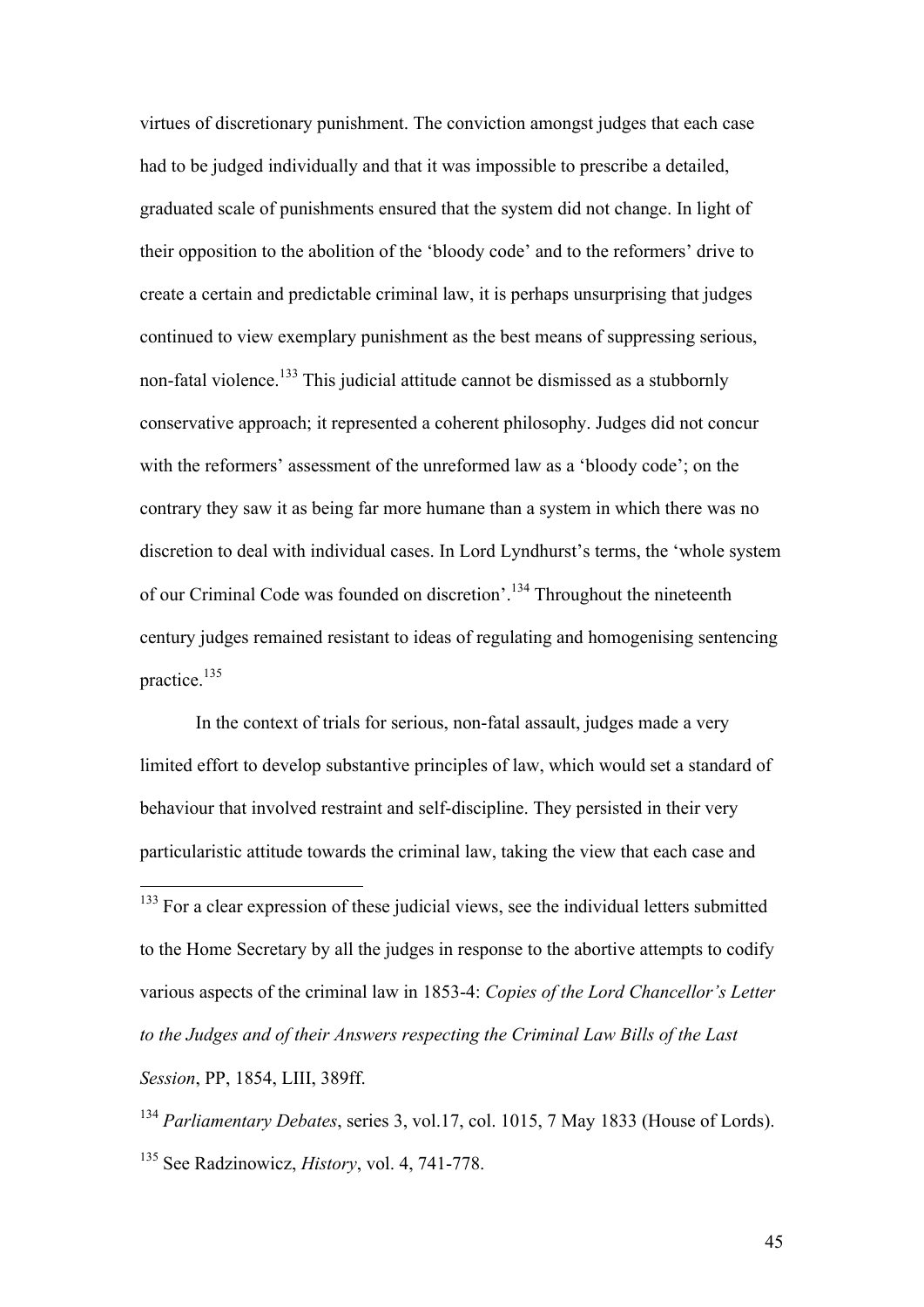virtues of discretionary punishment. The conviction amongst judges that each case had to be judged individually and that it was impossible to prescribe a detailed, graduated scale of punishments ensured that the system did not change. In light of their opposition to the abolition of the 'bloody code' and to the reformers' drive to create a certain and predictable criminal law, it is perhaps unsurprising that judges continued to view exemplary punishment as the best means of suppressing serious, non-fatal violence.[133] This judicial attitude cannot be dismissed as a stubbornly conservative approach; it represented a coherent philosophy. Judges did not concur with the reformers' assessment of the unreformed law as a 'bloody code'; on the contrary they saw it as being far more humane than a system in which there was no discretion to deal with individual cases. In Lord Lyndhurst's terms, the 'whole system of our Criminal Code was founded on discretion'.[134] Throughout the nineteenth century judges remained resistant to ideas of regulating and homogenising sentencing practice.[135]

In the context of trials for serious, non-fatal assault, judges made a very limited effort to develop substantive principles of law, which would set a standard of behaviour that involved restraint and self-discipline. They persisted in their very particularistic attitude towards the criminal law, taking the view that each case and

---

[133] For a clear expression of these judicial views, see the individual letters submitted to the Home Secretary by all the judges in response to the abortive attempts to codify various aspects of the criminal law in 1853-4: *Copies of the Lord Chancellor's Letter to the Judges and of their Answers respecting the Criminal Law Bills of the Last Session*, PP, 1854, LIII, 389ff.

[134] *Parliamentary Debates*, series 3, vol.17, col. 1015, 7 May 1833 (House of Lords).

[135] See Radzinowicz, *History*, vol. 4, 741-778.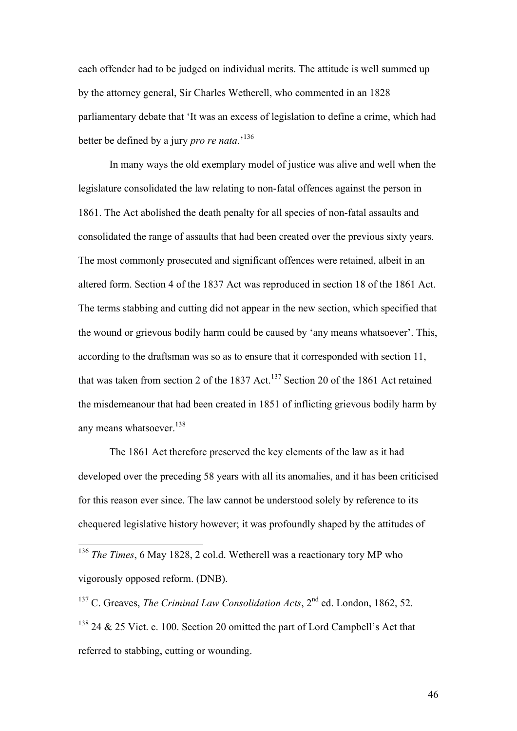each offender had to be judged on individual merits. The attitude is well summed up by the attorney general, Sir Charles Wetherell, who commented in an 1828 parliamentary debate that 'It was an excess of legislation to define a crime, which had better be defined by a jury *pro re nata*.'[136]

In many ways the old exemplary model of justice was alive and well when the legislature consolidated the law relating to non-fatal offences against the person in 1861. The Act abolished the death penalty for all species of non-fatal assaults and consolidated the range of assaults that had been created over the previous sixty years. The most commonly prosecuted and significant offences were retained, albeit in an altered form. Section 4 of the 1837 Act was reproduced in section 18 of the 1861 Act. The terms stabbing and cutting did not appear in the new section, which specified that the wound or grievous bodily harm could be caused by 'any means whatsoever'. This, according to the draftsman was so as to ensure that it corresponded with section 11, that was taken from section 2 of the 1837 Act.[137] Section 20 of the 1861 Act retained the misdemeanour that had been created in 1851 of inflicting grievous bodily harm by any means whatsoever.[138]

The 1861 Act therefore preserved the key elements of the law as it had developed over the preceding 58 years with all its anomalies, and it has been criticised for this reason ever since. The law cannot be understood solely by reference to its chequered legislative history however; it was profoundly shaped by the attitudes of

---

[136] *The Times*, 6 May 1828, 2 col.d. Wetherell was a reactionary tory MP who vigorously opposed reform. (DNB).

[137] C. Greaves, *The Criminal Law Consolidation Acts*, 2nd ed. London, 1862, 52.

[138] 24 & 25 Vict. c. 100. Section 20 omitted the part of Lord Campbell's Act that referred to stabbing, cutting or wounding.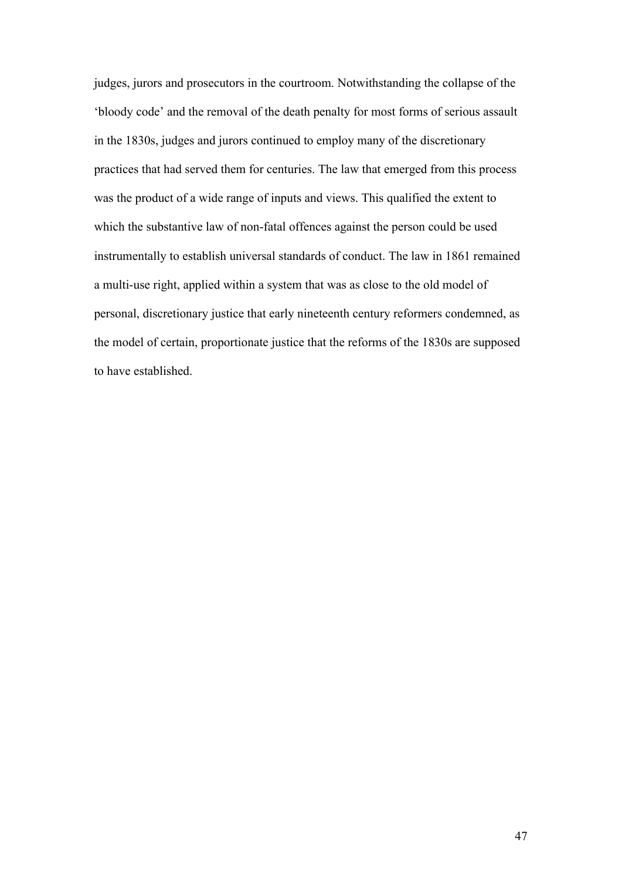judges, jurors and prosecutors in the courtroom. Notwithstanding the collapse of the 'bloody code' and the removal of the death penalty for most forms of serious assault in the 1830s, judges and jurors continued to employ many of the discretionary practices that had served them for centuries. The law that emerged from this process was the product of a wide range of inputs and views. This qualified the extent to which the substantive law of non-fatal offences against the person could be used instrumentally to establish universal standards of conduct. The law in 1861 remained a multi-use right, applied within a system that was as close to the old model of personal, discretionary justice that early nineteenth century reformers condemned, as the model of certain, proportionate justice that the reforms of the 1830s are supposed to have established.